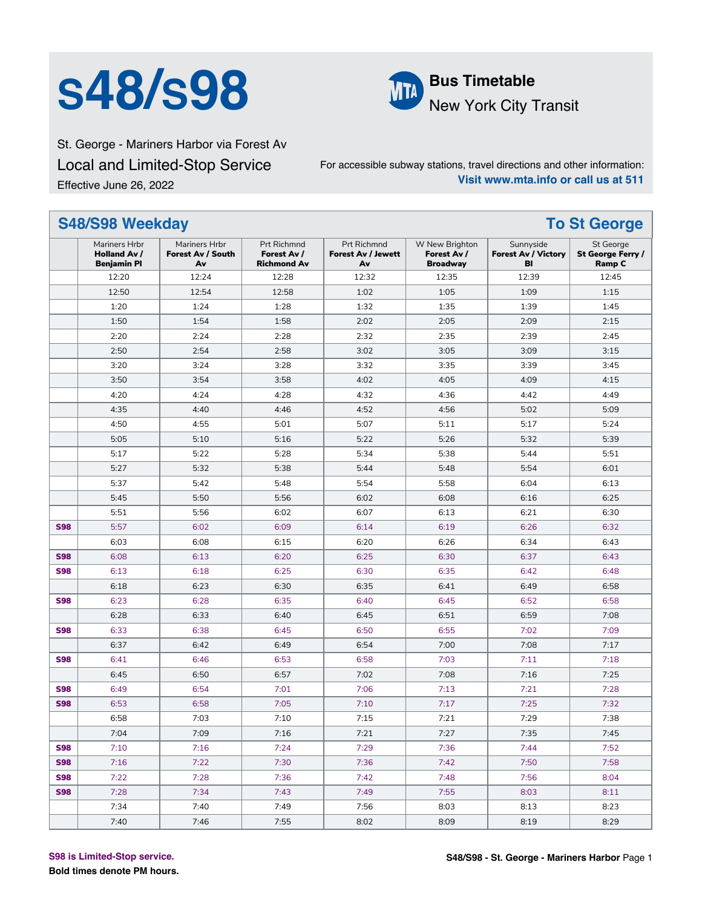# s48/s98

**Bus Timetable**
New York City Transit

St. George - Mariners Harbor via Forest Av

Local and Limited-Stop Service

Effective June 26, 2022

For accessible subway stations, travel directions and other information:
**Visit www.mta.info or call us at 511**

## S48/S98 Weekday — To St George

| | Mariners Hrbr **Holland Av / Benjamin Pl** | Mariners Hrbr **Forest Av / South Av** | Prt Richmnd **Forest Av / Richmond Av** | Prt Richmnd **Forest Av / Jewett Av** | W New Brighton **Forest Av / Broadway** | Sunnyside **Forest Av / Victory Bl** | St George **St George Ferry / Ramp C** |
|---|---|---|---|---|---|---|---|
| | 12:20 | 12:24 | 12:28 | 12:32 | 12:35 | 12:39 | 12:45 |
| | 12:50 | 12:54 | 12:58 | 1:02 | 1:05 | 1:09 | 1:15 |
| | 1:20 | 1:24 | 1:28 | 1:32 | 1:35 | 1:39 | 1:45 |
| | 1:50 | 1:54 | 1:58 | 2:02 | 2:05 | 2:09 | 2:15 |
| | 2:20 | 2:24 | 2:28 | 2:32 | 2:35 | 2:39 | 2:45 |
| | 2:50 | 2:54 | 2:58 | 3:02 | 3:05 | 3:09 | 3:15 |
| | 3:20 | 3:24 | 3:28 | 3:32 | 3:35 | 3:39 | 3:45 |
| | 3:50 | 3:54 | 3:58 | 4:02 | 4:05 | 4:09 | 4:15 |
| | 4:20 | 4:24 | 4:28 | 4:32 | 4:36 | 4:42 | 4:49 |
| | 4:35 | 4:40 | 4:46 | 4:52 | 4:56 | 5:02 | 5:09 |
| | 4:50 | 4:55 | 5:01 | 5:07 | 5:11 | 5:17 | 5:24 |
| | 5:05 | 5:10 | 5:16 | 5:22 | 5:26 | 5:32 | 5:39 |
| | 5:17 | 5:22 | 5:28 | 5:34 | 5:38 | 5:44 | 5:51 |
| | 5:27 | 5:32 | 5:38 | 5:44 | 5:48 | 5:54 | 6:01 |
| | 5:37 | 5:42 | 5:48 | 5:54 | 5:58 | 6:04 | 6:13 |
| | 5:45 | 5:50 | 5:56 | 6:02 | 6:08 | 6:16 | 6:25 |
| | 5:51 | 5:56 | 6:02 | 6:07 | 6:13 | 6:21 | 6:30 |
| **S98** | 5:57 | 6:02 | 6:09 | 6:14 | 6:19 | 6:26 | 6:32 |
| | 6:03 | 6:08 | 6:15 | 6:20 | 6:26 | 6:34 | 6:43 |
| **S98** | 6:08 | 6:13 | 6:20 | 6:25 | 6:30 | 6:37 | 6:43 |
| **S98** | 6:13 | 6:18 | 6:25 | 6:30 | 6:35 | 6:42 | 6:48 |
| | 6:18 | 6:23 | 6:30 | 6:35 | 6:41 | 6:49 | 6:58 |
| **S98** | 6:23 | 6:28 | 6:35 | 6:40 | 6:45 | 6:52 | 6:58 |
| | 6:28 | 6:33 | 6:40 | 6:45 | 6:51 | 6:59 | 7:08 |
| **S98** | 6:33 | 6:38 | 6:45 | 6:50 | 6:55 | 7:02 | 7:09 |
| | 6:37 | 6:42 | 6:49 | 6:54 | 7:00 | 7:08 | 7:17 |
| **S98** | 6:41 | 6:46 | 6:53 | 6:58 | 7:03 | 7:11 | 7:18 |
| | 6:45 | 6:50 | 6:57 | 7:02 | 7:08 | 7:16 | 7:25 |
| **S98** | 6:49 | 6:54 | 7:01 | 7:06 | 7:13 | 7:21 | 7:28 |
| **S98** | 6:53 | 6:58 | 7:05 | 7:10 | 7:17 | 7:25 | 7:32 |
| | 6:58 | 7:03 | 7:10 | 7:15 | 7:21 | 7:29 | 7:38 |
| | 7:04 | 7:09 | 7:16 | 7:21 | 7:27 | 7:35 | 7:45 |
| **S98** | 7:10 | 7:16 | 7:24 | 7:29 | 7:36 | 7:44 | 7:52 |
| **S98** | 7:16 | 7:22 | 7:30 | 7:36 | 7:42 | 7:50 | 7:58 |
| **S98** | 7:22 | 7:28 | 7:36 | 7:42 | 7:48 | 7:56 | 8:04 |
| **S98** | 7:28 | 7:34 | 7:43 | 7:49 | 7:55 | 8:03 | 8:11 |
| | 7:34 | 7:40 | 7:49 | 7:56 | 8:03 | 8:13 | 8:23 |
| | 7:40 | 7:46 | 7:55 | 8:02 | 8:09 | 8:19 | 8:29 |

S98 is Limited-Stop service.

**Bold times denote PM hours.**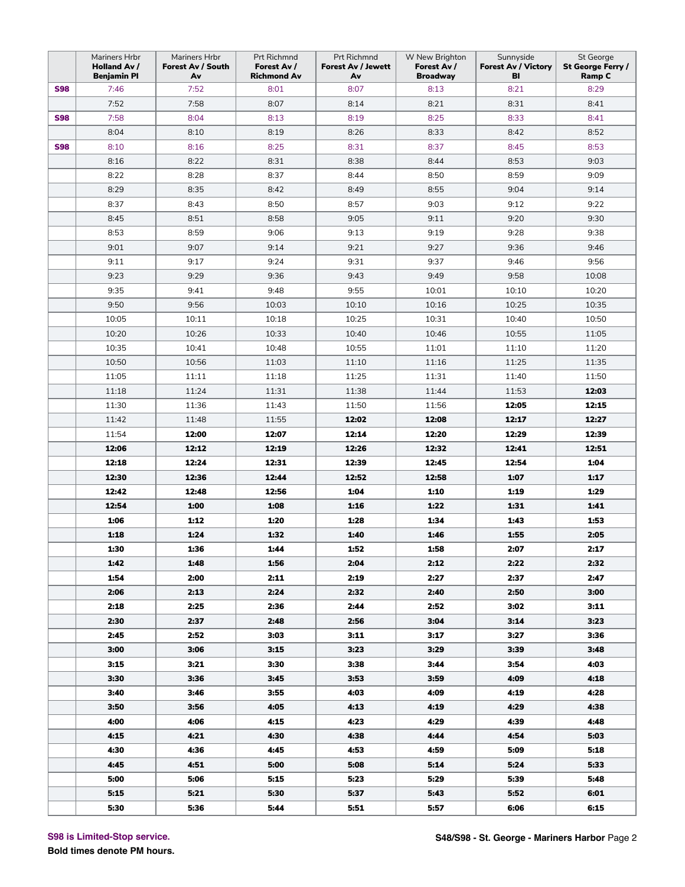| | Mariners Hrbr **Holland Av / Benjamin Pl** | Mariners Hrbr **Forest Av / South Av** | Prt Richmnd **Forest Av / Richmond Av** | Prt Richmnd **Forest Av / Jewett Av** | W New Brighton **Forest Av / Broadway** | Sunnyside **Forest Av / Victory Bl** | St George **St George Ferry / Ramp C** |
|---|---|---|---|---|---|---|---|
| **S98** | 7:46 | 7:52 | 8:01 | 8:07 | 8:13 | 8:21 | 8:29 |
| | 7:52 | 7:58 | 8:07 | 8:14 | 8:21 | 8:31 | 8:41 |
| **S98** | 7:58 | 8:04 | 8:13 | 8:19 | 8:25 | 8:33 | 8:41 |
| | 8:04 | 8:10 | 8:19 | 8:26 | 8:33 | 8:42 | 8:52 |
| **S98** | 8:10 | 8:16 | 8:25 | 8:31 | 8:37 | 8:45 | 8:53 |
| | 8:16 | 8:22 | 8:31 | 8:38 | 8:44 | 8:53 | 9:03 |
| | 8:22 | 8:28 | 8:37 | 8:44 | 8:50 | 8:59 | 9:09 |
| | 8:29 | 8:35 | 8:42 | 8:49 | 8:55 | 9:04 | 9:14 |
| | 8:37 | 8:43 | 8:50 | 8:57 | 9:03 | 9:12 | 9:22 |
| | 8:45 | 8:51 | 8:58 | 9:05 | 9:11 | 9:20 | 9:30 |
| | 8:53 | 8:59 | 9:06 | 9:13 | 9:19 | 9:28 | 9:38 |
| | 9:01 | 9:07 | 9:14 | 9:21 | 9:27 | 9:36 | 9:46 |
| | 9:11 | 9:17 | 9:24 | 9:31 | 9:37 | 9:46 | 9:56 |
| | 9:23 | 9:29 | 9:36 | 9:43 | 9:49 | 9:58 | 10:08 |
| | 9:35 | 9:41 | 9:48 | 9:55 | 10:01 | 10:10 | 10:20 |
| | 9:50 | 9:56 | 10:03 | 10:10 | 10:16 | 10:25 | 10:35 |
| | 10:05 | 10:11 | 10:18 | 10:25 | 10:31 | 10:40 | 10:50 |
| | 10:20 | 10:26 | 10:33 | 10:40 | 10:46 | 10:55 | 11:05 |
| | 10:35 | 10:41 | 10:48 | 10:55 | 11:01 | 11:10 | 11:20 |
| | 10:50 | 10:56 | 11:03 | 11:10 | 11:16 | 11:25 | 11:35 |
| | 11:05 | 11:11 | 11:18 | 11:25 | 11:31 | 11:40 | 11:50 |
| | 11:18 | 11:24 | 11:31 | 11:38 | 11:44 | 11:53 | **12:03** |
| | 11:30 | 11:36 | 11:43 | 11:50 | 11:56 | **12:05** | **12:15** |
| | 11:42 | 11:48 | 11:55 | **12:02** | **12:08** | **12:17** | **12:27** |
| | 11:54 | **12:00** | **12:07** | **12:14** | **12:20** | **12:29** | **12:39** |
| | **12:06** | **12:12** | **12:19** | **12:26** | **12:32** | **12:41** | **12:51** |
| | **12:18** | **12:24** | **12:31** | **12:39** | **12:45** | **12:54** | **1:04** |
| | **12:30** | **12:36** | **12:44** | **12:52** | **12:58** | **1:07** | **1:17** |
| | **12:42** | **12:48** | **12:56** | **1:04** | **1:10** | **1:19** | **1:29** |
| | **12:54** | **1:00** | **1:08** | **1:16** | **1:22** | **1:31** | **1:41** |
| | **1:06** | **1:12** | **1:20** | **1:28** | **1:34** | **1:43** | **1:53** |
| | **1:18** | **1:24** | **1:32** | **1:40** | **1:46** | **1:55** | **2:05** |
| | **1:30** | **1:36** | **1:44** | **1:52** | **1:58** | **2:07** | **2:17** |
| | **1:42** | **1:48** | **1:56** | **2:04** | **2:12** | **2:22** | **2:32** |
| | **1:54** | **2:00** | **2:11** | **2:19** | **2:27** | **2:37** | **2:47** |
| | **2:06** | **2:13** | **2:24** | **2:32** | **2:40** | **2:50** | **3:00** |
| | **2:18** | **2:25** | **2:36** | **2:44** | **2:52** | **3:02** | **3:11** |
| | **2:30** | **2:37** | **2:48** | **2:56** | **3:04** | **3:14** | **3:23** |
| | **2:45** | **2:52** | **3:03** | **3:11** | **3:17** | **3:27** | **3:36** |
| | **3:00** | **3:06** | **3:15** | **3:23** | **3:29** | **3:39** | **3:48** |
| | **3:15** | **3:21** | **3:30** | **3:38** | **3:44** | **3:54** | **4:03** |
| | **3:30** | **3:36** | **3:45** | **3:53** | **3:59** | **4:09** | **4:18** |
| | **3:40** | **3:46** | **3:55** | **4:03** | **4:09** | **4:19** | **4:28** |
| | **3:50** | **3:56** | **4:05** | **4:13** | **4:19** | **4:29** | **4:38** |
| | **4:00** | **4:06** | **4:15** | **4:23** | **4:29** | **4:39** | **4:48** |
| | **4:15** | **4:21** | **4:30** | **4:38** | **4:44** | **4:54** | **5:03** |
| | **4:30** | **4:36** | **4:45** | **4:53** | **4:59** | **5:09** | **5:18** |
| | **4:45** | **4:51** | **5:00** | **5:08** | **5:14** | **5:24** | **5:33** |
| | **5:00** | **5:06** | **5:15** | **5:23** | **5:29** | **5:39** | **5:48** |
| | **5:15** | **5:21** | **5:30** | **5:37** | **5:43** | **5:52** | **6:01** |
| | **5:30** | **5:36** | **5:44** | **5:51** | **5:57** | **6:06** | **6:15** |

**S98 is Limited-Stop service.**

**Bold times denote PM hours.**

**S48/S98 - St. George - Mariners Harbor**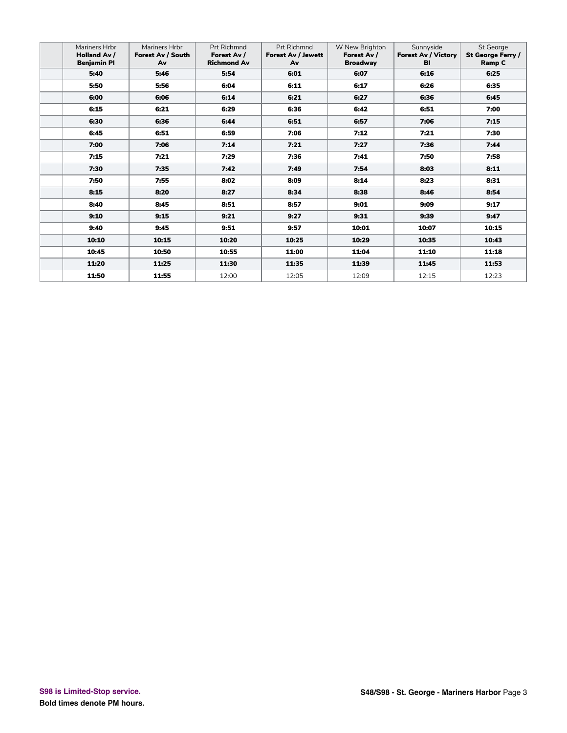| | Mariners Hrbr **Holland Av / Benjamin Pl** | Mariners Hrbr **Forest Av / South Av** | Prt Richmnd **Forest Av / Richmond Av** | Prt Richmnd **Forest Av / Jewett Av** | W New Brighton **Forest Av / Broadway** | Sunnyside **Forest Av / Victory Bl** | St George **St George Ferry / Ramp C** |
|---|---|---|---|---|---|---|---|
| | **5:40** | **5:46** | **5:54** | **6:01** | **6:07** | **6:16** | **6:25** |
| | **5:50** | **5:56** | **6:04** | **6:11** | **6:17** | **6:26** | **6:35** |
| | **6:00** | **6:06** | **6:14** | **6:21** | **6:27** | **6:36** | **6:45** |
| | **6:15** | **6:21** | **6:29** | **6:36** | **6:42** | **6:51** | **7:00** |
| | **6:30** | **6:36** | **6:44** | **6:51** | **6:57** | **7:06** | **7:15** |
| | **6:45** | **6:51** | **6:59** | **7:06** | **7:12** | **7:21** | **7:30** |
| | **7:00** | **7:06** | **7:14** | **7:21** | **7:27** | **7:36** | **7:44** |
| | **7:15** | **7:21** | **7:29** | **7:36** | **7:41** | **7:50** | **7:58** |
| | **7:30** | **7:35** | **7:42** | **7:49** | **7:54** | **8:03** | **8:11** |
| | **7:50** | **7:55** | **8:02** | **8:09** | **8:14** | **8:23** | **8:31** |
| | **8:15** | **8:20** | **8:27** | **8:34** | **8:38** | **8:46** | **8:54** |
| | **8:40** | **8:45** | **8:51** | **8:57** | **9:01** | **9:09** | **9:17** |
| | **9:10** | **9:15** | **9:21** | **9:27** | **9:31** | **9:39** | **9:47** |
| | **9:40** | **9:45** | **9:51** | **9:57** | **10:01** | **10:07** | **10:15** |
| | **10:10** | **10:15** | **10:20** | **10:25** | **10:29** | **10:35** | **10:43** |
| | **10:45** | **10:50** | **10:55** | **11:00** | **11:04** | **11:10** | **11:18** |
| | **11:20** | **11:25** | **11:30** | **11:35** | **11:39** | **11:45** | **11:53** |
| | **11:50** | **11:55** | 12:00 | 12:05 | 12:09 | 12:15 | 12:23 |

S98 is Limited-Stop service.

**Bold times denote PM hours.**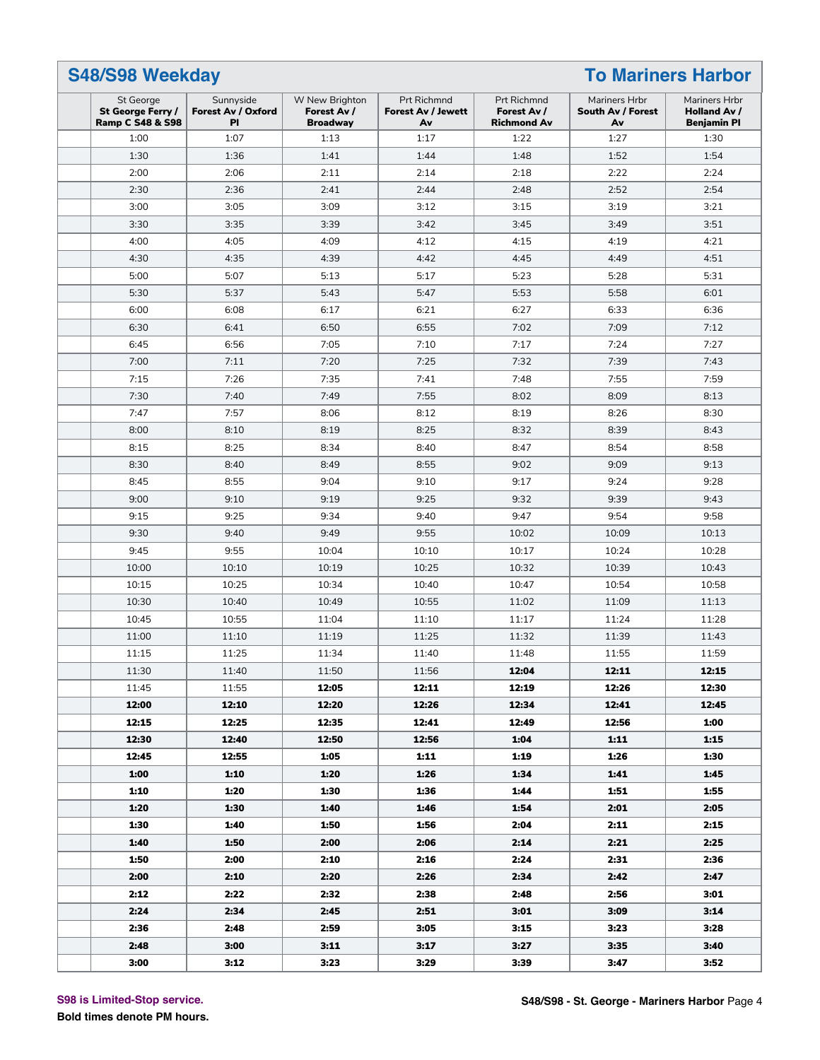## S48/S98 Weekday — To Mariners Harbor

| | St George<br>**St George Ferry / Ramp C S48 & S98** | Sunnyside<br>**Forest Av / Oxford Pl** | W New Brighton<br>**Forest Av / Broadway** | Prt Richmnd<br>**Forest Av / Jewett Av** | Prt Richmnd<br>**Forest Av / Richmond Av** | Mariners Hrbr<br>**South Av / Forest Av** | Mariners Hrbr<br>**Holland Av / Benjamin Pl** |
|---|---|---|---|---|---|---|---|
| | 1:00 | 1:07 | 1:13 | 1:17 | 1:22 | 1:27 | 1:30 |
| | 1:30 | 1:36 | 1:41 | 1:44 | 1:48 | 1:52 | 1:54 |
| | 2:00 | 2:06 | 2:11 | 2:14 | 2:18 | 2:22 | 2:24 |
| | 2:30 | 2:36 | 2:41 | 2:44 | 2:48 | 2:52 | 2:54 |
| | 3:00 | 3:05 | 3:09 | 3:12 | 3:15 | 3:19 | 3:21 |
| | 3:30 | 3:35 | 3:39 | 3:42 | 3:45 | 3:49 | 3:51 |
| | 4:00 | 4:05 | 4:09 | 4:12 | 4:15 | 4:19 | 4:21 |
| | 4:30 | 4:35 | 4:39 | 4:42 | 4:45 | 4:49 | 4:51 |
| | 5:00 | 5:07 | 5:13 | 5:17 | 5:23 | 5:28 | 5:31 |
| | 5:30 | 5:37 | 5:43 | 5:47 | 5:53 | 5:58 | 6:01 |
| | 6:00 | 6:08 | 6:17 | 6:21 | 6:27 | 6:33 | 6:36 |
| | 6:30 | 6:41 | 6:50 | 6:55 | 7:02 | 7:09 | 7:12 |
| | 6:45 | 6:56 | 7:05 | 7:10 | 7:17 | 7:24 | 7:27 |
| | 7:00 | 7:11 | 7:20 | 7:25 | 7:32 | 7:39 | 7:43 |
| | 7:15 | 7:26 | 7:35 | 7:41 | 7:48 | 7:55 | 7:59 |
| | 7:30 | 7:40 | 7:49 | 7:55 | 8:02 | 8:09 | 8:13 |
| | 7:47 | 7:57 | 8:06 | 8:12 | 8:19 | 8:26 | 8:30 |
| | 8:00 | 8:10 | 8:19 | 8:25 | 8:32 | 8:39 | 8:43 |
| | 8:15 | 8:25 | 8:34 | 8:40 | 8:47 | 8:54 | 8:58 |
| | 8:30 | 8:40 | 8:49 | 8:55 | 9:02 | 9:09 | 9:13 |
| | 8:45 | 8:55 | 9:04 | 9:10 | 9:17 | 9:24 | 9:28 |
| | 9:00 | 9:10 | 9:19 | 9:25 | 9:32 | 9:39 | 9:43 |
| | 9:15 | 9:25 | 9:34 | 9:40 | 9:47 | 9:54 | 9:58 |
| | 9:30 | 9:40 | 9:49 | 9:55 | 10:02 | 10:09 | 10:13 |
| | 9:45 | 9:55 | 10:04 | 10:10 | 10:17 | 10:24 | 10:28 |
| | 10:00 | 10:10 | 10:19 | 10:25 | 10:32 | 10:39 | 10:43 |
| | 10:15 | 10:25 | 10:34 | 10:40 | 10:47 | 10:54 | 10:58 |
| | 10:30 | 10:40 | 10:49 | 10:55 | 11:02 | 11:09 | 11:13 |
| | 10:45 | 10:55 | 11:04 | 11:10 | 11:17 | 11:24 | 11:28 |
| | 11:00 | 11:10 | 11:19 | 11:25 | 11:32 | 11:39 | 11:43 |
| | 11:15 | 11:25 | 11:34 | 11:40 | 11:48 | 11:55 | 11:59 |
| | 11:30 | 11:40 | 11:50 | 11:56 | **12:04** | **12:11** | **12:15** |
| | 11:45 | 11:55 | **12:05** | **12:11** | **12:19** | **12:26** | **12:30** |
| | **12:00** | **12:10** | **12:20** | **12:26** | **12:34** | **12:41** | **12:45** |
| | **12:15** | **12:25** | **12:35** | **12:41** | **12:49** | **12:56** | **1:00** |
| | **12:30** | **12:40** | **12:50** | **12:56** | **1:04** | **1:11** | **1:15** |
| | **12:45** | **12:55** | **1:05** | **1:11** | **1:19** | **1:26** | **1:30** |
| | **1:00** | **1:10** | **1:20** | **1:26** | **1:34** | **1:41** | **1:45** |
| | **1:10** | **1:20** | **1:30** | **1:36** | **1:44** | **1:51** | **1:55** |
| | **1:20** | **1:30** | **1:40** | **1:46** | **1:54** | **2:01** | **2:05** |
| | **1:30** | **1:40** | **1:50** | **1:56** | **2:04** | **2:11** | **2:15** |
| | **1:40** | **1:50** | **2:00** | **2:06** | **2:14** | **2:21** | **2:25** |
| | **1:50** | **2:00** | **2:10** | **2:16** | **2:24** | **2:31** | **2:36** |
| | **2:00** | **2:10** | **2:20** | **2:26** | **2:34** | **2:42** | **2:47** |
| | **2:12** | **2:22** | **2:32** | **2:38** | **2:48** | **2:56** | **3:01** |
| | **2:24** | **2:34** | **2:45** | **2:51** | **3:01** | **3:09** | **3:14** |
| | **2:36** | **2:48** | **2:59** | **3:05** | **3:15** | **3:23** | **3:28** |
| | **2:48** | **3:00** | **3:11** | **3:17** | **3:27** | **3:35** | **3:40** |
| | **3:00** | **3:12** | **3:23** | **3:29** | **3:39** | **3:47** | **3:52** |

**S98 is Limited-Stop service.**

**Bold times denote PM hours.**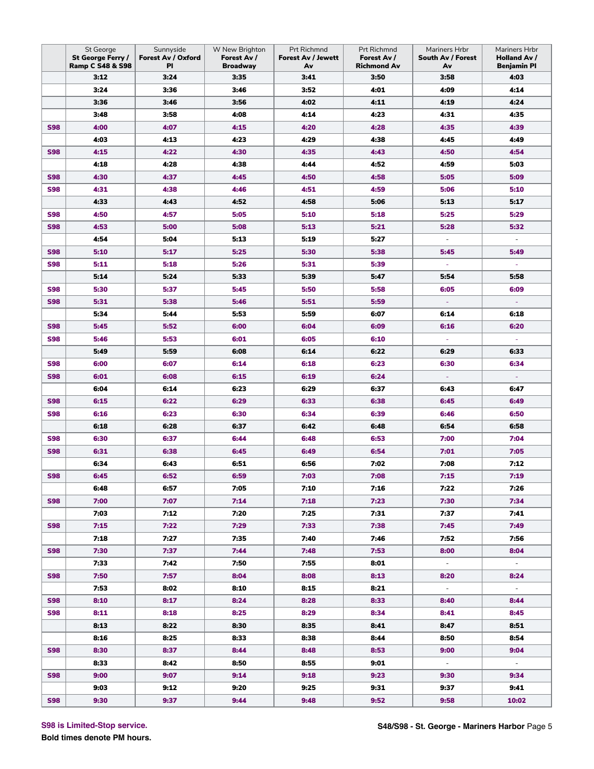| | St George<br>**St George Ferry / Ramp C S48 & S98** | Sunnyside<br>**Forest Av / Oxford Pl** | W New Brighton<br>**Forest Av / Broadway** | Prt Richmnd<br>**Forest Av / Jewett Av** | Prt Richmnd<br>**Forest Av / Richmond Av** | Mariners Hrbr<br>**South Av / Forest Av** | Mariners Hrbr<br>**Holland Av / Benjamin Pl** |
|---|---|---|---|---|---|---|---|
| | **3:12** | **3:24** | **3:35** | **3:41** | **3:50** | **3:58** | **4:03** |
| | **3:24** | **3:36** | **3:46** | **3:52** | **4:01** | **4:09** | **4:14** |
| | **3:36** | **3:46** | **3:56** | **4:02** | **4:11** | **4:19** | **4:24** |
| | **3:48** | **3:58** | **4:08** | **4:14** | **4:23** | **4:31** | **4:35** |
| S98 | **4:00** | **4:07** | **4:15** | **4:20** | **4:28** | **4:35** | **4:39** |
| | **4:03** | **4:13** | **4:23** | **4:29** | **4:38** | **4:45** | **4:49** |
| S98 | **4:15** | **4:22** | **4:30** | **4:35** | **4:43** | **4:50** | **4:54** |
| | **4:18** | **4:28** | **4:38** | **4:44** | **4:52** | **4:59** | **5:03** |
| S98 | **4:30** | **4:37** | **4:45** | **4:50** | **4:58** | **5:05** | **5:09** |
| S98 | **4:31** | **4:38** | **4:46** | **4:51** | **4:59** | **5:06** | **5:10** |
| | **4:33** | **4:43** | **4:52** | **4:58** | **5:06** | **5:13** | **5:17** |
| S98 | **4:50** | **4:57** | **5:05** | **5:10** | **5:18** | **5:25** | **5:29** |
| S98 | **4:53** | **5:00** | **5:08** | **5:13** | **5:21** | **5:28** | **5:32** |
| | **4:54** | **5:04** | **5:13** | **5:19** | **5:27** | - | - |
| S98 | **5:10** | **5:17** | **5:25** | **5:30** | **5:38** | **5:45** | **5:49** |
| S98 | **5:11** | **5:18** | **5:26** | **5:31** | **5:39** | - | - |
| | **5:14** | **5:24** | **5:33** | **5:39** | **5:47** | **5:54** | **5:58** |
| S98 | **5:30** | **5:37** | **5:45** | **5:50** | **5:58** | **6:05** | **6:09** |
| S98 | **5:31** | **5:38** | **5:46** | **5:51** | **5:59** | - | - |
| | **5:34** | **5:44** | **5:53** | **5:59** | **6:07** | **6:14** | **6:18** |
| S98 | **5:45** | **5:52** | **6:00** | **6:04** | **6:09** | **6:16** | **6:20** |
| S98 | **5:46** | **5:53** | **6:01** | **6:05** | **6:10** | - | - |
| | **5:49** | **5:59** | **6:08** | **6:14** | **6:22** | **6:29** | **6:33** |
| S98 | **6:00** | **6:07** | **6:14** | **6:18** | **6:23** | **6:30** | **6:34** |
| S98 | **6:01** | **6:08** | **6:15** | **6:19** | **6:24** | - | - |
| | **6:04** | **6:14** | **6:23** | **6:29** | **6:37** | **6:43** | **6:47** |
| S98 | **6:15** | **6:22** | **6:29** | **6:33** | **6:38** | **6:45** | **6:49** |
| S98 | **6:16** | **6:23** | **6:30** | **6:34** | **6:39** | **6:46** | **6:50** |
| | **6:18** | **6:28** | **6:37** | **6:42** | **6:48** | **6:54** | **6:58** |
| S98 | **6:30** | **6:37** | **6:44** | **6:48** | **6:53** | **7:00** | **7:04** |
| S98 | **6:31** | **6:38** | **6:45** | **6:49** | **6:54** | **7:01** | **7:05** |
| | **6:34** | **6:43** | **6:51** | **6:56** | **7:02** | **7:08** | **7:12** |
| S98 | **6:45** | **6:52** | **6:59** | **7:03** | **7:08** | **7:15** | **7:19** |
| | **6:48** | **6:57** | **7:05** | **7:10** | **7:16** | **7:22** | **7:26** |
| S98 | **7:00** | **7:07** | **7:14** | **7:18** | **7:23** | **7:30** | **7:34** |
| | **7:03** | **7:12** | **7:20** | **7:25** | **7:31** | **7:37** | **7:41** |
| S98 | **7:15** | **7:22** | **7:29** | **7:33** | **7:38** | **7:45** | **7:49** |
| | **7:18** | **7:27** | **7:35** | **7:40** | **7:46** | **7:52** | **7:56** |
| S98 | **7:30** | **7:37** | **7:44** | **7:48** | **7:53** | **8:00** | **8:04** |
| | **7:33** | **7:42** | **7:50** | **7:55** | **8:01** | - | - |
| S98 | **7:50** | **7:57** | **8:04** | **8:08** | **8:13** | **8:20** | **8:24** |
| | **7:53** | **8:02** | **8:10** | **8:15** | **8:21** | - | - |
| S98 | **8:10** | **8:17** | **8:24** | **8:28** | **8:33** | **8:40** | **8:44** |
| S98 | **8:11** | **8:18** | **8:25** | **8:29** | **8:34** | **8:41** | **8:45** |
| | **8:13** | **8:22** | **8:30** | **8:35** | **8:41** | **8:47** | **8:51** |
| | **8:16** | **8:25** | **8:33** | **8:38** | **8:44** | **8:50** | **8:54** |
| S98 | **8:30** | **8:37** | **8:44** | **8:48** | **8:53** | **9:00** | **9:04** |
| | **8:33** | **8:42** | **8:50** | **8:55** | **9:01** | - | - |
| S98 | **9:00** | **9:07** | **9:14** | **9:18** | **9:23** | **9:30** | **9:34** |
| | **9:03** | **9:12** | **9:20** | **9:25** | **9:31** | **9:37** | **9:41** |
| S98 | **9:30** | **9:37** | **9:44** | **9:48** | **9:52** | **9:58** | **10:02** |

**S98 is Limited-Stop service.**

**Bold times denote PM hours.**

**S48/S98 - St. George - Mariners Harbor**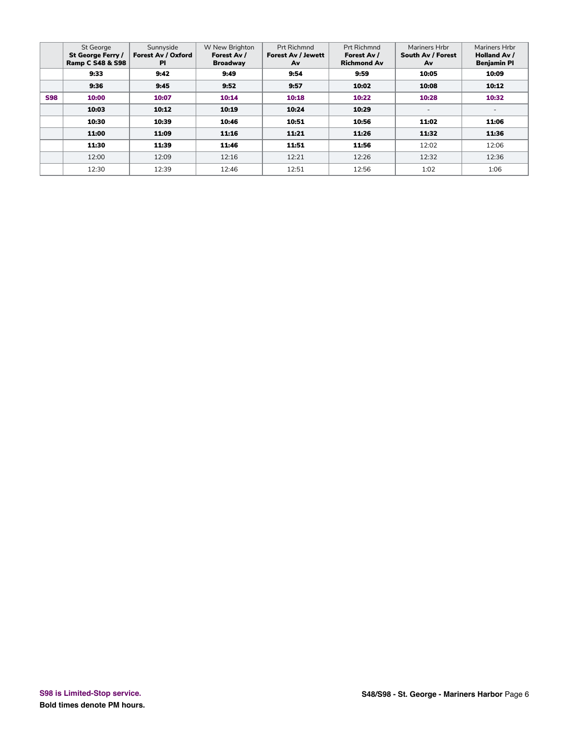| | St George **St George Ferry / Ramp C S48 & S98** | Sunnyside **Forest Av / Oxford Pl** | W New Brighton **Forest Av / Broadway** | Prt Richmnd **Forest Av / Jewett Av** | Prt Richmnd **Forest Av / Richmond Av** | Mariners Hrbr **South Av / Forest Av** | Mariners Hrbr **Holland Av / Benjamin Pl** |
|---|---|---|---|---|---|---|---|
| | **9:33** | **9:42** | **9:49** | **9:54** | **9:59** | **10:05** | **10:09** |
| | **9:36** | **9:45** | **9:52** | **9:57** | **10:02** | **10:08** | **10:12** |
| **S98** | **10:00** | **10:07** | **10:14** | **10:18** | **10:22** | **10:28** | **10:32** |
| | **10:03** | **10:12** | **10:19** | **10:24** | **10:29** | - | - |
| | **10:30** | **10:39** | **10:46** | **10:51** | **10:56** | **11:02** | **11:06** |
| | **11:00** | **11:09** | **11:16** | **11:21** | **11:26** | **11:32** | **11:36** |
| | **11:30** | **11:39** | **11:46** | **11:51** | **11:56** | 12:02 | 12:06 |
| | 12:00 | 12:09 | 12:16 | 12:21 | 12:26 | 12:32 | 12:36 |
| | 12:30 | 12:39 | 12:46 | 12:51 | 12:56 | 1:02 | 1:06 |

**S98 is Limited-Stop service.**

**Bold times denote PM hours.**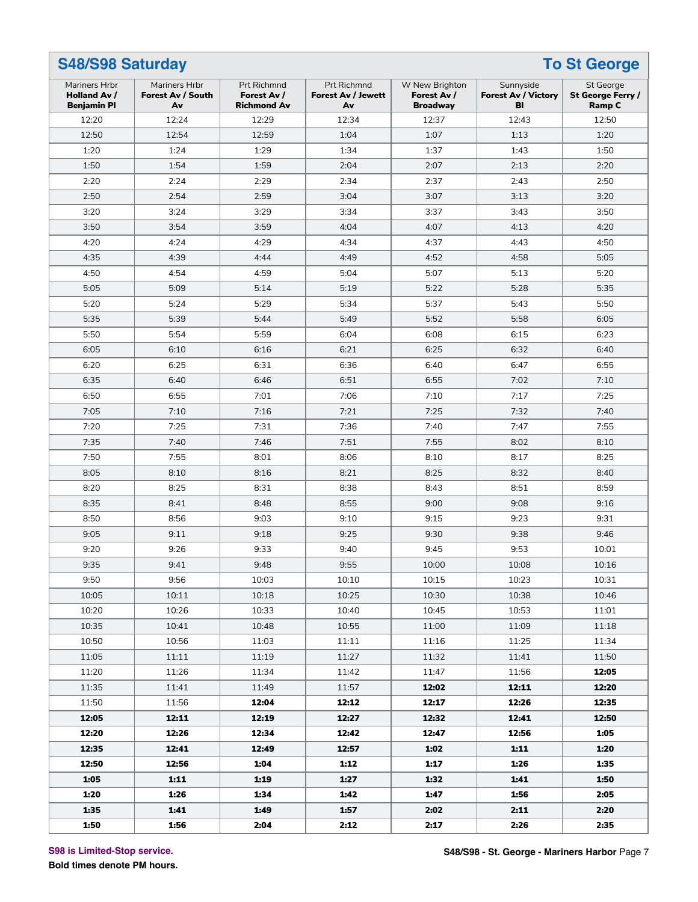## S48/S98 Saturday — To St George

| Mariners Hrbr **Holland Av / Benjamin Pl** | Mariners Hrbr **Forest Av / South Av** | Prt Richmnd **Forest Av / Richmond Av** | Prt Richmnd **Forest Av / Jewett Av** | W New Brighton **Forest Av / Broadway** | Sunnyside **Forest Av / Victory Bl** | St George **St George Ferry / Ramp C** |
|---|---|---|---|---|---|---|
| 12:20 | 12:24 | 12:29 | 12:34 | 12:37 | 12:43 | 12:50 |
| 12:50 | 12:54 | 12:59 | 1:04 | 1:07 | 1:13 | 1:20 |
| 1:20 | 1:24 | 1:29 | 1:34 | 1:37 | 1:43 | 1:50 |
| 1:50 | 1:54 | 1:59 | 2:04 | 2:07 | 2:13 | 2:20 |
| 2:20 | 2:24 | 2:29 | 2:34 | 2:37 | 2:43 | 2:50 |
| 2:50 | 2:54 | 2:59 | 3:04 | 3:07 | 3:13 | 3:20 |
| 3:20 | 3:24 | 3:29 | 3:34 | 3:37 | 3:43 | 3:50 |
| 3:50 | 3:54 | 3:59 | 4:04 | 4:07 | 4:13 | 4:20 |
| 4:20 | 4:24 | 4:29 | 4:34 | 4:37 | 4:43 | 4:50 |
| 4:35 | 4:39 | 4:44 | 4:49 | 4:52 | 4:58 | 5:05 |
| 4:50 | 4:54 | 4:59 | 5:04 | 5:07 | 5:13 | 5:20 |
| 5:05 | 5:09 | 5:14 | 5:19 | 5:22 | 5:28 | 5:35 |
| 5:20 | 5:24 | 5:29 | 5:34 | 5:37 | 5:43 | 5:50 |
| 5:35 | 5:39 | 5:44 | 5:49 | 5:52 | 5:58 | 6:05 |
| 5:50 | 5:54 | 5:59 | 6:04 | 6:08 | 6:15 | 6:23 |
| 6:05 | 6:10 | 6:16 | 6:21 | 6:25 | 6:32 | 6:40 |
| 6:20 | 6:25 | 6:31 | 6:36 | 6:40 | 6:47 | 6:55 |
| 6:35 | 6:40 | 6:46 | 6:51 | 6:55 | 7:02 | 7:10 |
| 6:50 | 6:55 | 7:01 | 7:06 | 7:10 | 7:17 | 7:25 |
| 7:05 | 7:10 | 7:16 | 7:21 | 7:25 | 7:32 | 7:40 |
| 7:20 | 7:25 | 7:31 | 7:36 | 7:40 | 7:47 | 7:55 |
| 7:35 | 7:40 | 7:46 | 7:51 | 7:55 | 8:02 | 8:10 |
| 7:50 | 7:55 | 8:01 | 8:06 | 8:10 | 8:17 | 8:25 |
| 8:05 | 8:10 | 8:16 | 8:21 | 8:25 | 8:32 | 8:40 |
| 8:20 | 8:25 | 8:31 | 8:38 | 8:43 | 8:51 | 8:59 |
| 8:35 | 8:41 | 8:48 | 8:55 | 9:00 | 9:08 | 9:16 |
| 8:50 | 8:56 | 9:03 | 9:10 | 9:15 | 9:23 | 9:31 |
| 9:05 | 9:11 | 9:18 | 9:25 | 9:30 | 9:38 | 9:46 |
| 9:20 | 9:26 | 9:33 | 9:40 | 9:45 | 9:53 | 10:01 |
| 9:35 | 9:41 | 9:48 | 9:55 | 10:00 | 10:08 | 10:16 |
| 9:50 | 9:56 | 10:03 | 10:10 | 10:15 | 10:23 | 10:31 |
| 10:05 | 10:11 | 10:18 | 10:25 | 10:30 | 10:38 | 10:46 |
| 10:20 | 10:26 | 10:33 | 10:40 | 10:45 | 10:53 | 11:01 |
| 10:35 | 10:41 | 10:48 | 10:55 | 11:00 | 11:09 | 11:18 |
| 10:50 | 10:56 | 11:03 | 11:11 | 11:16 | 11:25 | 11:34 |
| 11:05 | 11:11 | 11:19 | 11:27 | 11:32 | 11:41 | 11:50 |
| 11:20 | 11:26 | 11:34 | 11:42 | 11:47 | 11:56 | **12:05** |
| 11:35 | 11:41 | 11:49 | 11:57 | **12:02** | **12:11** | **12:20** |
| 11:50 | 11:56 | **12:04** | **12:12** | **12:17** | **12:26** | **12:35** |
| **12:05** | **12:11** | **12:19** | **12:27** | **12:32** | **12:41** | **12:50** |
| **12:20** | **12:26** | **12:34** | **12:42** | **12:47** | **12:56** | **1:05** |
| **12:35** | **12:41** | **12:49** | **12:57** | **1:02** | **1:11** | **1:20** |
| **12:50** | **12:56** | **1:04** | **1:12** | **1:17** | **1:26** | **1:35** |
| **1:05** | **1:11** | **1:19** | **1:27** | **1:32** | **1:41** | **1:50** |
| **1:20** | **1:26** | **1:34** | **1:42** | **1:47** | **1:56** | **2:05** |
| **1:35** | **1:41** | **1:49** | **1:57** | **2:02** | **2:11** | **2:20** |
| **1:50** | **1:56** | **2:04** | **2:12** | **2:17** | **2:26** | **2:35** |

S98 is Limited-Stop service.

**Bold times denote PM hours.**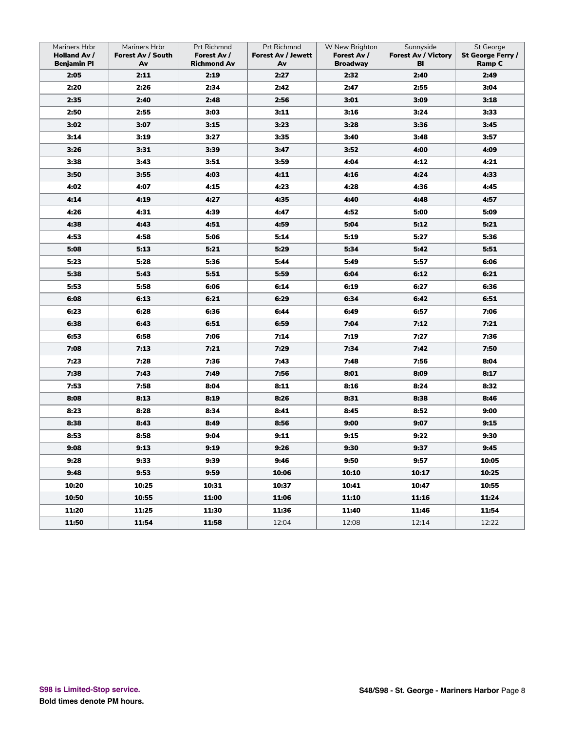| Mariners Hrbr **Holland Av / Benjamin Pl** | Mariners Hrbr **Forest Av / South Av** | Prt Richmnd **Forest Av / Richmond Av** | Prt Richmnd **Forest Av / Jewett Av** | W New Brighton **Forest Av / Broadway** | Sunnyside **Forest Av / Victory Bl** | St George **St George Ferry / Ramp C** |
|---|---|---|---|---|---|---|
| **2:05** | **2:11** | **2:19** | **2:27** | **2:32** | **2:40** | **2:49** |
| **2:20** | **2:26** | **2:34** | **2:42** | **2:47** | **2:55** | **3:04** |
| **2:35** | **2:40** | **2:48** | **2:56** | **3:01** | **3:09** | **3:18** |
| **2:50** | **2:55** | **3:03** | **3:11** | **3:16** | **3:24** | **3:33** |
| **3:02** | **3:07** | **3:15** | **3:23** | **3:28** | **3:36** | **3:45** |
| **3:14** | **3:19** | **3:27** | **3:35** | **3:40** | **3:48** | **3:57** |
| **3:26** | **3:31** | **3:39** | **3:47** | **3:52** | **4:00** | **4:09** |
| **3:38** | **3:43** | **3:51** | **3:59** | **4:04** | **4:12** | **4:21** |
| **3:50** | **3:55** | **4:03** | **4:11** | **4:16** | **4:24** | **4:33** |
| **4:02** | **4:07** | **4:15** | **4:23** | **4:28** | **4:36** | **4:45** |
| **4:14** | **4:19** | **4:27** | **4:35** | **4:40** | **4:48** | **4:57** |
| **4:26** | **4:31** | **4:39** | **4:47** | **4:52** | **5:00** | **5:09** |
| **4:38** | **4:43** | **4:51** | **4:59** | **5:04** | **5:12** | **5:21** |
| **4:53** | **4:58** | **5:06** | **5:14** | **5:19** | **5:27** | **5:36** |
| **5:08** | **5:13** | **5:21** | **5:29** | **5:34** | **5:42** | **5:51** |
| **5:23** | **5:28** | **5:36** | **5:44** | **5:49** | **5:57** | **6:06** |
| **5:38** | **5:43** | **5:51** | **5:59** | **6:04** | **6:12** | **6:21** |
| **5:53** | **5:58** | **6:06** | **6:14** | **6:19** | **6:27** | **6:36** |
| **6:08** | **6:13** | **6:21** | **6:29** | **6:34** | **6:42** | **6:51** |
| **6:23** | **6:28** | **6:36** | **6:44** | **6:49** | **6:57** | **7:06** |
| **6:38** | **6:43** | **6:51** | **6:59** | **7:04** | **7:12** | **7:21** |
| **6:53** | **6:58** | **7:06** | **7:14** | **7:19** | **7:27** | **7:36** |
| **7:08** | **7:13** | **7:21** | **7:29** | **7:34** | **7:42** | **7:50** |
| **7:23** | **7:28** | **7:36** | **7:43** | **7:48** | **7:56** | **8:04** |
| **7:38** | **7:43** | **7:49** | **7:56** | **8:01** | **8:09** | **8:17** |
| **7:53** | **7:58** | **8:04** | **8:11** | **8:16** | **8:24** | **8:32** |
| **8:08** | **8:13** | **8:19** | **8:26** | **8:31** | **8:38** | **8:46** |
| **8:23** | **8:28** | **8:34** | **8:41** | **8:45** | **8:52** | **9:00** |
| **8:38** | **8:43** | **8:49** | **8:56** | **9:00** | **9:07** | **9:15** |
| **8:53** | **8:58** | **9:04** | **9:11** | **9:15** | **9:22** | **9:30** |
| **9:08** | **9:13** | **9:19** | **9:26** | **9:30** | **9:37** | **9:45** |
| **9:28** | **9:33** | **9:39** | **9:46** | **9:50** | **9:57** | **10:05** |
| **9:48** | **9:53** | **9:59** | **10:06** | **10:10** | **10:17** | **10:25** |
| **10:20** | **10:25** | **10:31** | **10:37** | **10:41** | **10:47** | **10:55** |
| **10:50** | **10:55** | **11:00** | **11:06** | **11:10** | **11:16** | **11:24** |
| **11:20** | **11:25** | **11:30** | **11:36** | **11:40** | **11:46** | **11:54** |
| **11:50** | **11:54** | **11:58** | 12:04 | 12:08 | 12:14 | 12:22 |

S98 is Limited-Stop service.

**Bold times denote PM hours.**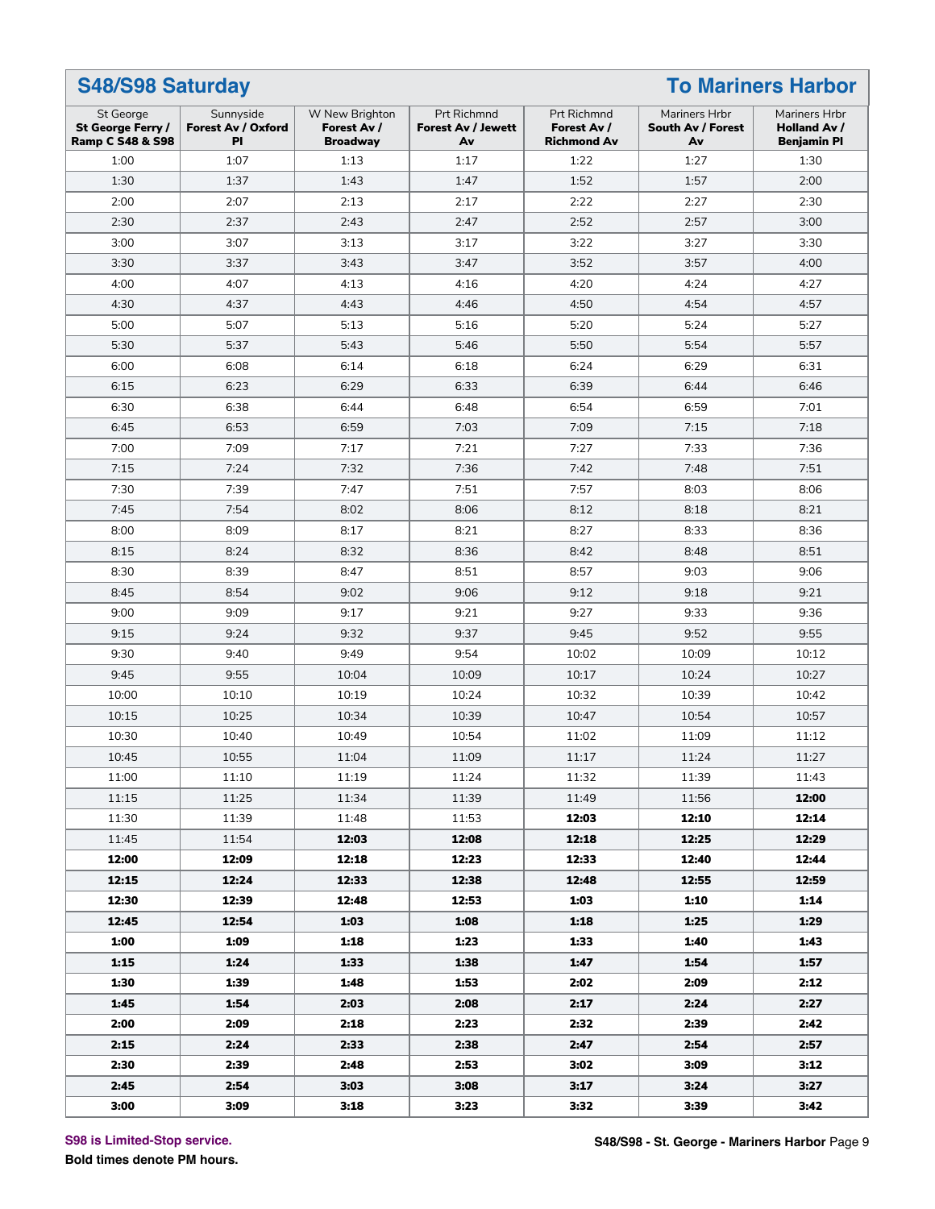## S48/S98 Saturday — To Mariners Harbor

| St George<br>**St George Ferry / Ramp C S48 & S98** | Sunnyside<br>**Forest Av / Oxford Pl** | W New Brighton<br>**Forest Av / Broadway** | Prt Richmnd<br>**Forest Av / Jewett Av** | Prt Richmnd<br>**Forest Av / Richmond Av** | Mariners Hrbr<br>**South Av / Forest Av** | Mariners Hrbr<br>**Holland Av / Benjamin Pl** |
|---|---|---|---|---|---|---|
| 1:00 | 1:07 | 1:13 | 1:17 | 1:22 | 1:27 | 1:30 |
| 1:30 | 1:37 | 1:43 | 1:47 | 1:52 | 1:57 | 2:00 |
| 2:00 | 2:07 | 2:13 | 2:17 | 2:22 | 2:27 | 2:30 |
| 2:30 | 2:37 | 2:43 | 2:47 | 2:52 | 2:57 | 3:00 |
| 3:00 | 3:07 | 3:13 | 3:17 | 3:22 | 3:27 | 3:30 |
| 3:30 | 3:37 | 3:43 | 3:47 | 3:52 | 3:57 | 4:00 |
| 4:00 | 4:07 | 4:13 | 4:16 | 4:20 | 4:24 | 4:27 |
| 4:30 | 4:37 | 4:43 | 4:46 | 4:50 | 4:54 | 4:57 |
| 5:00 | 5:07 | 5:13 | 5:16 | 5:20 | 5:24 | 5:27 |
| 5:30 | 5:37 | 5:43 | 5:46 | 5:50 | 5:54 | 5:57 |
| 6:00 | 6:08 | 6:14 | 6:18 | 6:24 | 6:29 | 6:31 |
| 6:15 | 6:23 | 6:29 | 6:33 | 6:39 | 6:44 | 6:46 |
| 6:30 | 6:38 | 6:44 | 6:48 | 6:54 | 6:59 | 7:01 |
| 6:45 | 6:53 | 6:59 | 7:03 | 7:09 | 7:15 | 7:18 |
| 7:00 | 7:09 | 7:17 | 7:21 | 7:27 | 7:33 | 7:36 |
| 7:15 | 7:24 | 7:32 | 7:36 | 7:42 | 7:48 | 7:51 |
| 7:30 | 7:39 | 7:47 | 7:51 | 7:57 | 8:03 | 8:06 |
| 7:45 | 7:54 | 8:02 | 8:06 | 8:12 | 8:18 | 8:21 |
| 8:00 | 8:09 | 8:17 | 8:21 | 8:27 | 8:33 | 8:36 |
| 8:15 | 8:24 | 8:32 | 8:36 | 8:42 | 8:48 | 8:51 |
| 8:30 | 8:39 | 8:47 | 8:51 | 8:57 | 9:03 | 9:06 |
| 8:45 | 8:54 | 9:02 | 9:06 | 9:12 | 9:18 | 9:21 |
| 9:00 | 9:09 | 9:17 | 9:21 | 9:27 | 9:33 | 9:36 |
| 9:15 | 9:24 | 9:32 | 9:37 | 9:45 | 9:52 | 9:55 |
| 9:30 | 9:40 | 9:49 | 9:54 | 10:02 | 10:09 | 10:12 |
| 9:45 | 9:55 | 10:04 | 10:09 | 10:17 | 10:24 | 10:27 |
| 10:00 | 10:10 | 10:19 | 10:24 | 10:32 | 10:39 | 10:42 |
| 10:15 | 10:25 | 10:34 | 10:39 | 10:47 | 10:54 | 10:57 |
| 10:30 | 10:40 | 10:49 | 10:54 | 11:02 | 11:09 | 11:12 |
| 10:45 | 10:55 | 11:04 | 11:09 | 11:17 | 11:24 | 11:27 |
| 11:00 | 11:10 | 11:19 | 11:24 | 11:32 | 11:39 | 11:43 |
| 11:15 | 11:25 | 11:34 | 11:39 | 11:49 | 11:56 | **12:00** |
| 11:30 | 11:39 | 11:48 | 11:53 | **12:03** | **12:10** | **12:14** |
| 11:45 | 11:54 | **12:03** | **12:08** | **12:18** | **12:25** | **12:29** |
| **12:00** | **12:09** | **12:18** | **12:23** | **12:33** | **12:40** | **12:44** |
| **12:15** | **12:24** | **12:33** | **12:38** | **12:48** | **12:55** | **12:59** |
| **12:30** | **12:39** | **12:48** | **12:53** | **1:03** | **1:10** | **1:14** |
| **12:45** | **12:54** | **1:03** | **1:08** | **1:18** | **1:25** | **1:29** |
| **1:00** | **1:09** | **1:18** | **1:23** | **1:33** | **1:40** | **1:43** |
| **1:15** | **1:24** | **1:33** | **1:38** | **1:47** | **1:54** | **1:57** |
| **1:30** | **1:39** | **1:48** | **1:53** | **2:02** | **2:09** | **2:12** |
| **1:45** | **1:54** | **2:03** | **2:08** | **2:17** | **2:24** | **2:27** |
| **2:00** | **2:09** | **2:18** | **2:23** | **2:32** | **2:39** | **2:42** |
| **2:15** | **2:24** | **2:33** | **2:38** | **2:47** | **2:54** | **2:57** |
| **2:30** | **2:39** | **2:48** | **2:53** | **3:02** | **3:09** | **3:12** |
| **2:45** | **2:54** | **3:03** | **3:08** | **3:17** | **3:24** | **3:27** |
| **3:00** | **3:09** | **3:18** | **3:23** | **3:32** | **3:39** | **3:42** |

**S98 is Limited-Stop service.**

**Bold times denote PM hours.**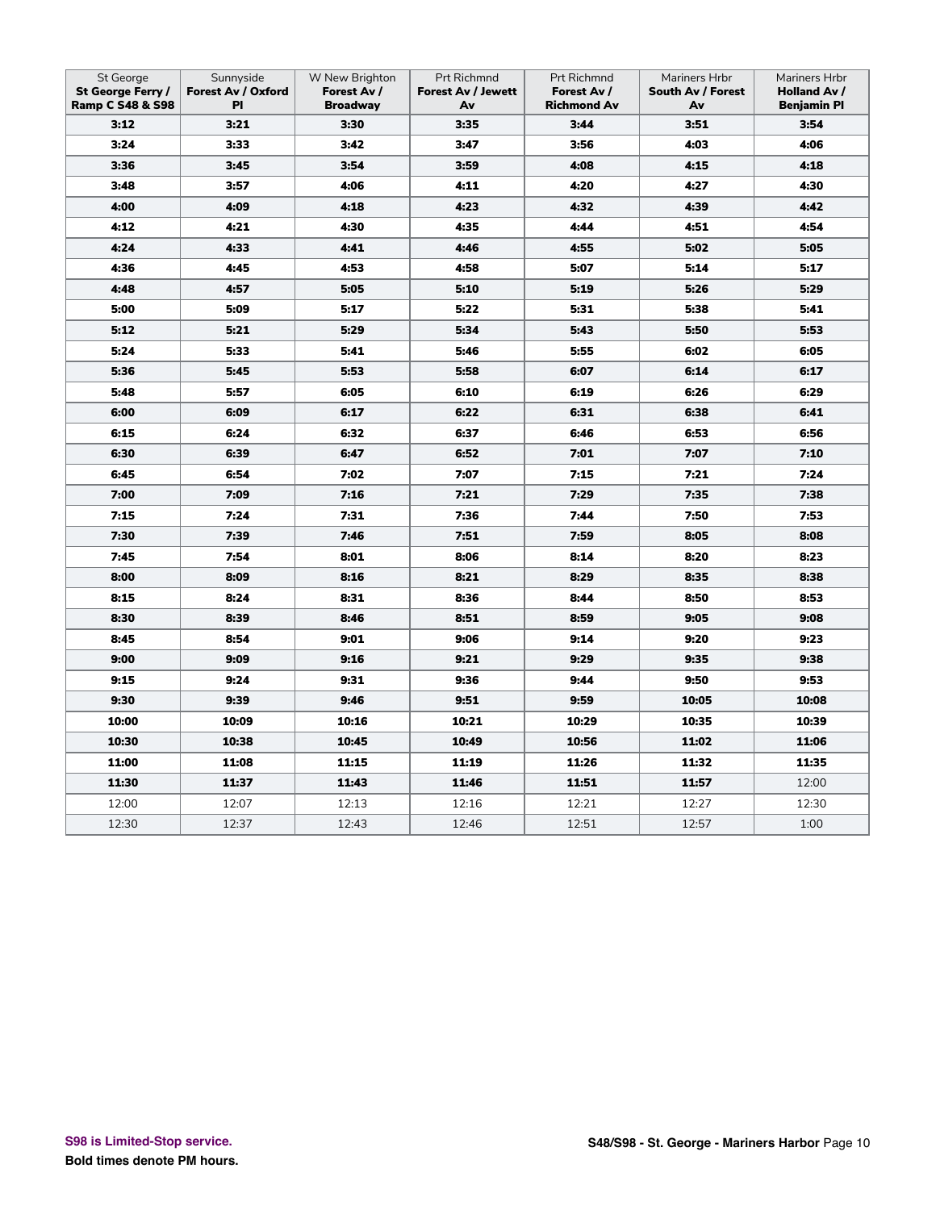| St George **St George Ferry / Ramp C S48 & S98** | Sunnyside **Forest Av / Oxford Pl** | W New Brighton **Forest Av / Broadway** | Prt Richmnd **Forest Av / Jewett Av** | Prt Richmnd **Forest Av / Richmond Av** | Mariners Hrbr **South Av / Forest Av** | Mariners Hrbr **Holland Av / Benjamin Pl** |
|---|---|---|---|---|---|---|
| **3:12** | **3:21** | **3:30** | **3:35** | **3:44** | **3:51** | **3:54** |
| **3:24** | **3:33** | **3:42** | **3:47** | **3:56** | **4:03** | **4:06** |
| **3:36** | **3:45** | **3:54** | **3:59** | **4:08** | **4:15** | **4:18** |
| **3:48** | **3:57** | **4:06** | **4:11** | **4:20** | **4:27** | **4:30** |
| **4:00** | **4:09** | **4:18** | **4:23** | **4:32** | **4:39** | **4:42** |
| **4:12** | **4:21** | **4:30** | **4:35** | **4:44** | **4:51** | **4:54** |
| **4:24** | **4:33** | **4:41** | **4:46** | **4:55** | **5:02** | **5:05** |
| **4:36** | **4:45** | **4:53** | **4:58** | **5:07** | **5:14** | **5:17** |
| **4:48** | **4:57** | **5:05** | **5:10** | **5:19** | **5:26** | **5:29** |
| **5:00** | **5:09** | **5:17** | **5:22** | **5:31** | **5:38** | **5:41** |
| **5:12** | **5:21** | **5:29** | **5:34** | **5:43** | **5:50** | **5:53** |
| **5:24** | **5:33** | **5:41** | **5:46** | **5:55** | **6:02** | **6:05** |
| **5:36** | **5:45** | **5:53** | **5:58** | **6:07** | **6:14** | **6:17** |
| **5:48** | **5:57** | **6:05** | **6:10** | **6:19** | **6:26** | **6:29** |
| **6:00** | **6:09** | **6:17** | **6:22** | **6:31** | **6:38** | **6:41** |
| **6:15** | **6:24** | **6:32** | **6:37** | **6:46** | **6:53** | **6:56** |
| **6:30** | **6:39** | **6:47** | **6:52** | **7:01** | **7:07** | **7:10** |
| **6:45** | **6:54** | **7:02** | **7:07** | **7:15** | **7:21** | **7:24** |
| **7:00** | **7:09** | **7:16** | **7:21** | **7:29** | **7:35** | **7:38** |
| **7:15** | **7:24** | **7:31** | **7:36** | **7:44** | **7:50** | **7:53** |
| **7:30** | **7:39** | **7:46** | **7:51** | **7:59** | **8:05** | **8:08** |
| **7:45** | **7:54** | **8:01** | **8:06** | **8:14** | **8:20** | **8:23** |
| **8:00** | **8:09** | **8:16** | **8:21** | **8:29** | **8:35** | **8:38** |
| **8:15** | **8:24** | **8:31** | **8:36** | **8:44** | **8:50** | **8:53** |
| **8:30** | **8:39** | **8:46** | **8:51** | **8:59** | **9:05** | **9:08** |
| **8:45** | **8:54** | **9:01** | **9:06** | **9:14** | **9:20** | **9:23** |
| **9:00** | **9:09** | **9:16** | **9:21** | **9:29** | **9:35** | **9:38** |
| **9:15** | **9:24** | **9:31** | **9:36** | **9:44** | **9:50** | **9:53** |
| **9:30** | **9:39** | **9:46** | **9:51** | **9:59** | **10:05** | **10:08** |
| **10:00** | **10:09** | **10:16** | **10:21** | **10:29** | **10:35** | **10:39** |
| **10:30** | **10:38** | **10:45** | **10:49** | **10:56** | **11:02** | **11:06** |
| **11:00** | **11:08** | **11:15** | **11:19** | **11:26** | **11:32** | **11:35** |
| **11:30** | **11:37** | **11:43** | **11:46** | **11:51** | **11:57** | 12:00 |
| 12:00 | 12:07 | 12:13 | 12:16 | 12:21 | 12:27 | 12:30 |
| 12:30 | 12:37 | 12:43 | 12:46 | 12:51 | 12:57 | 1:00 |

**S98 is Limited-Stop service.**

**Bold times denote PM hours.**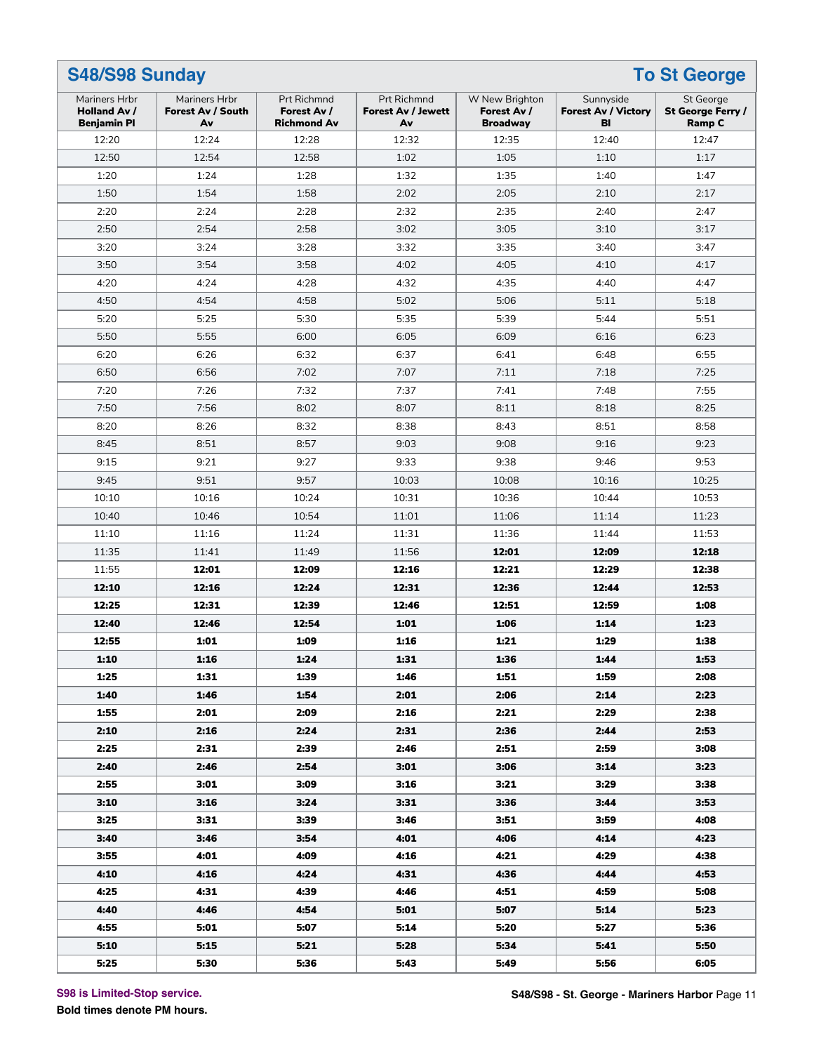## S48/S98 Sunday — To St George

| Mariners Hrbr **Holland Av / Benjamin Pl** | Mariners Hrbr **Forest Av / South Av** | Prt Richmnd **Forest Av / Richmond Av** | Prt Richmnd **Forest Av / Jewett Av** | W New Brighton **Forest Av / Broadway** | Sunnyside **Forest Av / Victory Bl** | St George **St George Ferry / Ramp C** |
|---|---|---|---|---|---|---|
| 12:20 | 12:24 | 12:28 | 12:32 | 12:35 | 12:40 | 12:47 |
| 12:50 | 12:54 | 12:58 | 1:02 | 1:05 | 1:10 | 1:17 |
| 1:20 | 1:24 | 1:28 | 1:32 | 1:35 | 1:40 | 1:47 |
| 1:50 | 1:54 | 1:58 | 2:02 | 2:05 | 2:10 | 2:17 |
| 2:20 | 2:24 | 2:28 | 2:32 | 2:35 | 2:40 | 2:47 |
| 2:50 | 2:54 | 2:58 | 3:02 | 3:05 | 3:10 | 3:17 |
| 3:20 | 3:24 | 3:28 | 3:32 | 3:35 | 3:40 | 3:47 |
| 3:50 | 3:54 | 3:58 | 4:02 | 4:05 | 4:10 | 4:17 |
| 4:20 | 4:24 | 4:28 | 4:32 | 4:35 | 4:40 | 4:47 |
| 4:50 | 4:54 | 4:58 | 5:02 | 5:06 | 5:11 | 5:18 |
| 5:20 | 5:25 | 5:30 | 5:35 | 5:39 | 5:44 | 5:51 |
| 5:50 | 5:55 | 6:00 | 6:05 | 6:09 | 6:16 | 6:23 |
| 6:20 | 6:26 | 6:32 | 6:37 | 6:41 | 6:48 | 6:55 |
| 6:50 | 6:56 | 7:02 | 7:07 | 7:11 | 7:18 | 7:25 |
| 7:20 | 7:26 | 7:32 | 7:37 | 7:41 | 7:48 | 7:55 |
| 7:50 | 7:56 | 8:02 | 8:07 | 8:11 | 8:18 | 8:25 |
| 8:20 | 8:26 | 8:32 | 8:38 | 8:43 | 8:51 | 8:58 |
| 8:45 | 8:51 | 8:57 | 9:03 | 9:08 | 9:16 | 9:23 |
| 9:15 | 9:21 | 9:27 | 9:33 | 9:38 | 9:46 | 9:53 |
| 9:45 | 9:51 | 9:57 | 10:03 | 10:08 | 10:16 | 10:25 |
| 10:10 | 10:16 | 10:24 | 10:31 | 10:36 | 10:44 | 10:53 |
| 10:40 | 10:46 | 10:54 | 11:01 | 11:06 | 11:14 | 11:23 |
| 11:10 | 11:16 | 11:24 | 11:31 | 11:36 | 11:44 | 11:53 |
| 11:35 | 11:41 | 11:49 | 11:56 | **12:01** | **12:09** | **12:18** |
| 11:55 | **12:01** | **12:09** | **12:16** | **12:21** | **12:29** | **12:38** |
| **12:10** | **12:16** | **12:24** | **12:31** | **12:36** | **12:44** | **12:53** |
| **12:25** | **12:31** | **12:39** | **12:46** | **12:51** | **12:59** | **1:08** |
| **12:40** | **12:46** | **12:54** | **1:01** | **1:06** | **1:14** | **1:23** |
| **12:55** | **1:01** | **1:09** | **1:16** | **1:21** | **1:29** | **1:38** |
| **1:10** | **1:16** | **1:24** | **1:31** | **1:36** | **1:44** | **1:53** |
| **1:25** | **1:31** | **1:39** | **1:46** | **1:51** | **1:59** | **2:08** |
| **1:40** | **1:46** | **1:54** | **2:01** | **2:06** | **2:14** | **2:23** |
| **1:55** | **2:01** | **2:09** | **2:16** | **2:21** | **2:29** | **2:38** |
| **2:10** | **2:16** | **2:24** | **2:31** | **2:36** | **2:44** | **2:53** |
| **2:25** | **2:31** | **2:39** | **2:46** | **2:51** | **2:59** | **3:08** |
| **2:40** | **2:46** | **2:54** | **3:01** | **3:06** | **3:14** | **3:23** |
| **2:55** | **3:01** | **3:09** | **3:16** | **3:21** | **3:29** | **3:38** |
| **3:10** | **3:16** | **3:24** | **3:31** | **3:36** | **3:44** | **3:53** |
| **3:25** | **3:31** | **3:39** | **3:46** | **3:51** | **3:59** | **4:08** |
| **3:40** | **3:46** | **3:54** | **4:01** | **4:06** | **4:14** | **4:23** |
| **3:55** | **4:01** | **4:09** | **4:16** | **4:21** | **4:29** | **4:38** |
| **4:10** | **4:16** | **4:24** | **4:31** | **4:36** | **4:44** | **4:53** |
| **4:25** | **4:31** | **4:39** | **4:46** | **4:51** | **4:59** | **5:08** |
| **4:40** | **4:46** | **4:54** | **5:01** | **5:07** | **5:14** | **5:23** |
| **4:55** | **5:01** | **5:07** | **5:14** | **5:20** | **5:27** | **5:36** |
| **5:10** | **5:15** | **5:21** | **5:28** | **5:34** | **5:41** | **5:50** |
| **5:25** | **5:30** | **5:36** | **5:43** | **5:49** | **5:56** | **6:05** |

S98 is Limited-Stop service.

**Bold times denote PM hours.**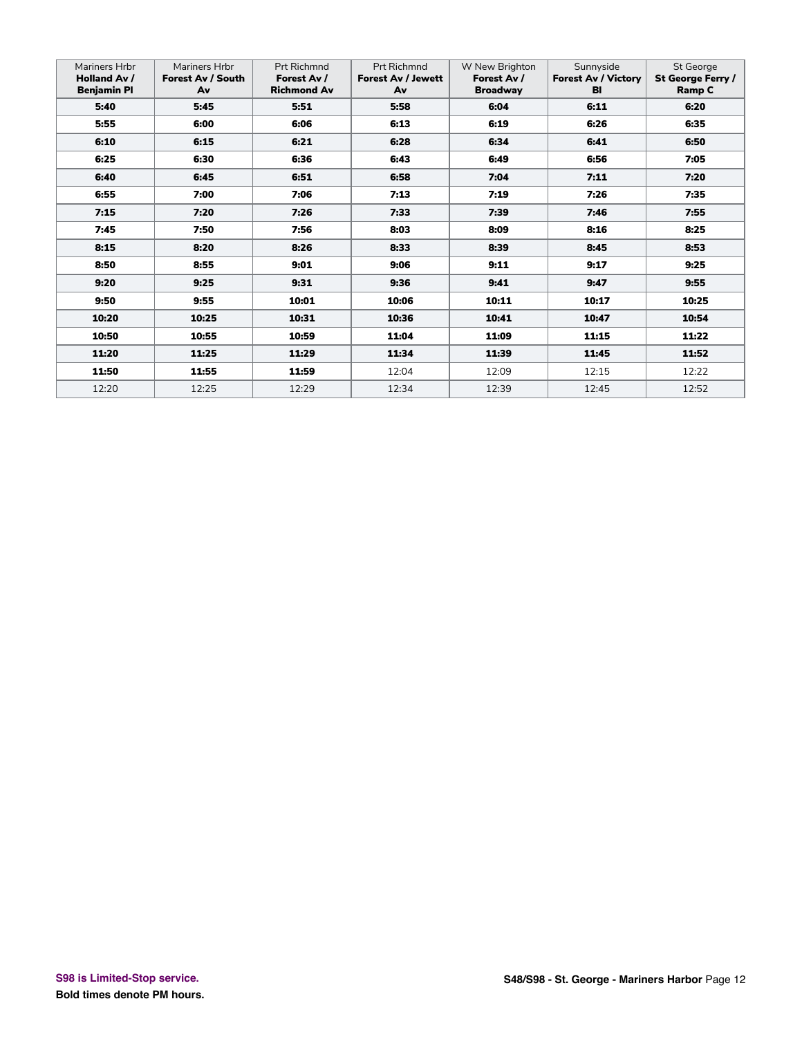| Mariners Hrbr **Holland Av / Benjamin Pl** | Mariners Hrbr **Forest Av / South Av** | Prt Richmnd **Forest Av / Richmond Av** | Prt Richmnd **Forest Av / Jewett Av** | W New Brighton **Forest Av / Broadway** | Sunnyside **Forest Av / Victory Bl** | St George **St George Ferry / Ramp C** |
|---|---|---|---|---|---|---|
| **5:40** | **5:45** | **5:51** | **5:58** | **6:04** | **6:11** | **6:20** |
| **5:55** | **6:00** | **6:06** | **6:13** | **6:19** | **6:26** | **6:35** |
| **6:10** | **6:15** | **6:21** | **6:28** | **6:34** | **6:41** | **6:50** |
| **6:25** | **6:30** | **6:36** | **6:43** | **6:49** | **6:56** | **7:05** |
| **6:40** | **6:45** | **6:51** | **6:58** | **7:04** | **7:11** | **7:20** |
| **6:55** | **7:00** | **7:06** | **7:13** | **7:19** | **7:26** | **7:35** |
| **7:15** | **7:20** | **7:26** | **7:33** | **7:39** | **7:46** | **7:55** |
| **7:45** | **7:50** | **7:56** | **8:03** | **8:09** | **8:16** | **8:25** |
| **8:15** | **8:20** | **8:26** | **8:33** | **8:39** | **8:45** | **8:53** |
| **8:50** | **8:55** | **9:01** | **9:06** | **9:11** | **9:17** | **9:25** |
| **9:20** | **9:25** | **9:31** | **9:36** | **9:41** | **9:47** | **9:55** |
| **9:50** | **9:55** | **10:01** | **10:06** | **10:11** | **10:17** | **10:25** |
| **10:20** | **10:25** | **10:31** | **10:36** | **10:41** | **10:47** | **10:54** |
| **10:50** | **10:55** | **10:59** | **11:04** | **11:09** | **11:15** | **11:22** |
| **11:20** | **11:25** | **11:29** | **11:34** | **11:39** | **11:45** | **11:52** |
| **11:50** | **11:55** | **11:59** | 12:04 | 12:09 | 12:15 | 12:22 |
| 12:20 | 12:25 | 12:29 | 12:34 | 12:39 | 12:45 | 12:52 |

**S98 is Limited-Stop service.**

**Bold times denote PM hours.**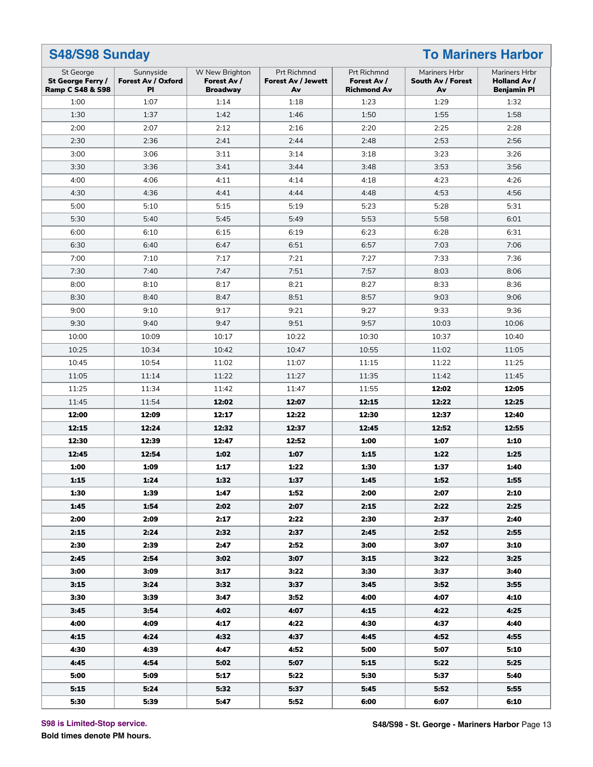## S48/S98 Sunday — To Mariners Harbor

| St George<br>**St George Ferry / Ramp C S48 & S98** | Sunnyside<br>**Forest Av / Oxford Pl** | W New Brighton<br>**Forest Av / Broadway** | Prt Richmnd<br>**Forest Av / Jewett Av** | Prt Richmnd<br>**Forest Av / Richmond Av** | Mariners Hrbr<br>**South Av / Forest Av** | Mariners Hrbr<br>**Holland Av / Benjamin Pl** |
|---|---|---|---|---|---|---|
| 1:00 | 1:07 | 1:14 | 1:18 | 1:23 | 1:29 | 1:32 |
| 1:30 | 1:37 | 1:42 | 1:46 | 1:50 | 1:55 | 1:58 |
| 2:00 | 2:07 | 2:12 | 2:16 | 2:20 | 2:25 | 2:28 |
| 2:30 | 2:36 | 2:41 | 2:44 | 2:48 | 2:53 | 2:56 |
| 3:00 | 3:06 | 3:11 | 3:14 | 3:18 | 3:23 | 3:26 |
| 3:30 | 3:36 | 3:41 | 3:44 | 3:48 | 3:53 | 3:56 |
| 4:00 | 4:06 | 4:11 | 4:14 | 4:18 | 4:23 | 4:26 |
| 4:30 | 4:36 | 4:41 | 4:44 | 4:48 | 4:53 | 4:56 |
| 5:00 | 5:10 | 5:15 | 5:19 | 5:23 | 5:28 | 5:31 |
| 5:30 | 5:40 | 5:45 | 5:49 | 5:53 | 5:58 | 6:01 |
| 6:00 | 6:10 | 6:15 | 6:19 | 6:23 | 6:28 | 6:31 |
| 6:30 | 6:40 | 6:47 | 6:51 | 6:57 | 7:03 | 7:06 |
| 7:00 | 7:10 | 7:17 | 7:21 | 7:27 | 7:33 | 7:36 |
| 7:30 | 7:40 | 7:47 | 7:51 | 7:57 | 8:03 | 8:06 |
| 8:00 | 8:10 | 8:17 | 8:21 | 8:27 | 8:33 | 8:36 |
| 8:30 | 8:40 | 8:47 | 8:51 | 8:57 | 9:03 | 9:06 |
| 9:00 | 9:10 | 9:17 | 9:21 | 9:27 | 9:33 | 9:36 |
| 9:30 | 9:40 | 9:47 | 9:51 | 9:57 | 10:03 | 10:06 |
| 10:00 | 10:09 | 10:17 | 10:22 | 10:30 | 10:37 | 10:40 |
| 10:25 | 10:34 | 10:42 | 10:47 | 10:55 | 11:02 | 11:05 |
| 10:45 | 10:54 | 11:02 | 11:07 | 11:15 | 11:22 | 11:25 |
| 11:05 | 11:14 | 11:22 | 11:27 | 11:35 | 11:42 | 11:45 |
| 11:25 | 11:34 | 11:42 | 11:47 | 11:55 | **12:02** | **12:05** |
| 11:45 | 11:54 | **12:02** | **12:07** | **12:15** | **12:22** | **12:25** |
| **12:00** | **12:09** | **12:17** | **12:22** | **12:30** | **12:37** | **12:40** |
| **12:15** | **12:24** | **12:32** | **12:37** | **12:45** | **12:52** | **12:55** |
| **12:30** | **12:39** | **12:47** | **12:52** | **1:00** | **1:07** | **1:10** |
| **12:45** | **12:54** | **1:02** | **1:07** | **1:15** | **1:22** | **1:25** |
| **1:00** | **1:09** | **1:17** | **1:22** | **1:30** | **1:37** | **1:40** |
| **1:15** | **1:24** | **1:32** | **1:37** | **1:45** | **1:52** | **1:55** |
| **1:30** | **1:39** | **1:47** | **1:52** | **2:00** | **2:07** | **2:10** |
| **1:45** | **1:54** | **2:02** | **2:07** | **2:15** | **2:22** | **2:25** |
| **2:00** | **2:09** | **2:17** | **2:22** | **2:30** | **2:37** | **2:40** |
| **2:15** | **2:24** | **2:32** | **2:37** | **2:45** | **2:52** | **2:55** |
| **2:30** | **2:39** | **2:47** | **2:52** | **3:00** | **3:07** | **3:10** |
| **2:45** | **2:54** | **3:02** | **3:07** | **3:15** | **3:22** | **3:25** |
| **3:00** | **3:09** | **3:17** | **3:22** | **3:30** | **3:37** | **3:40** |
| **3:15** | **3:24** | **3:32** | **3:37** | **3:45** | **3:52** | **3:55** |
| **3:30** | **3:39** | **3:47** | **3:52** | **4:00** | **4:07** | **4:10** |
| **3:45** | **3:54** | **4:02** | **4:07** | **4:15** | **4:22** | **4:25** |
| **4:00** | **4:09** | **4:17** | **4:22** | **4:30** | **4:37** | **4:40** |
| **4:15** | **4:24** | **4:32** | **4:37** | **4:45** | **4:52** | **4:55** |
| **4:30** | **4:39** | **4:47** | **4:52** | **5:00** | **5:07** | **5:10** |
| **4:45** | **4:54** | **5:02** | **5:07** | **5:15** | **5:22** | **5:25** |
| **5:00** | **5:09** | **5:17** | **5:22** | **5:30** | **5:37** | **5:40** |
| **5:15** | **5:24** | **5:32** | **5:37** | **5:45** | **5:52** | **5:55** |
| **5:30** | **5:39** | **5:47** | **5:52** | **6:00** | **6:07** | **6:10** |

S98 is Limited-Stop service.

**Bold times denote PM hours.**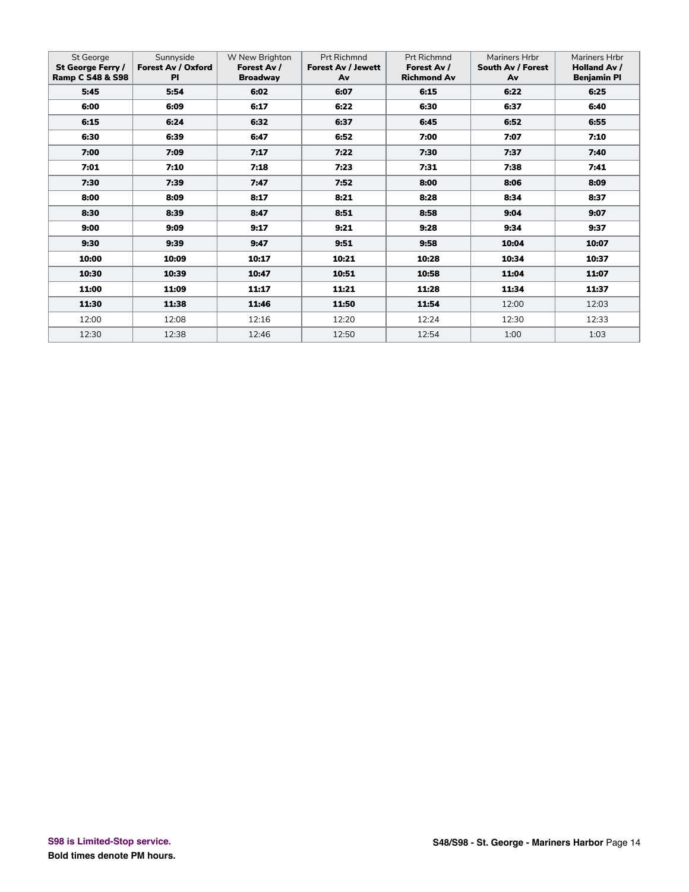| St George **St George Ferry / Ramp C S48 & S98** | Sunnyside **Forest Av / Oxford Pl** | W New Brighton **Forest Av / Broadway** | Prt Richmnd **Forest Av / Jewett Av** | Prt Richmnd **Forest Av / Richmond Av** | Mariners Hrbr **South Av / Forest Av** | Mariners Hrbr **Holland Av / Benjamin Pl** |
|---|---|---|---|---|---|---|
| **5:45** | **5:54** | **6:02** | **6:07** | **6:15** | **6:22** | **6:25** |
| **6:00** | **6:09** | **6:17** | **6:22** | **6:30** | **6:37** | **6:40** |
| **6:15** | **6:24** | **6:32** | **6:37** | **6:45** | **6:52** | **6:55** |
| **6:30** | **6:39** | **6:47** | **6:52** | **7:00** | **7:07** | **7:10** |
| **7:00** | **7:09** | **7:17** | **7:22** | **7:30** | **7:37** | **7:40** |
| **7:01** | **7:10** | **7:18** | **7:23** | **7:31** | **7:38** | **7:41** |
| **7:30** | **7:39** | **7:47** | **7:52** | **8:00** | **8:06** | **8:09** |
| **8:00** | **8:09** | **8:17** | **8:21** | **8:28** | **8:34** | **8:37** |
| **8:30** | **8:39** | **8:47** | **8:51** | **8:58** | **9:04** | **9:07** |
| **9:00** | **9:09** | **9:17** | **9:21** | **9:28** | **9:34** | **9:37** |
| **9:30** | **9:39** | **9:47** | **9:51** | **9:58** | **10:04** | **10:07** |
| **10:00** | **10:09** | **10:17** | **10:21** | **10:28** | **10:34** | **10:37** |
| **10:30** | **10:39** | **10:47** | **10:51** | **10:58** | **11:04** | **11:07** |
| **11:00** | **11:09** | **11:17** | **11:21** | **11:28** | **11:34** | **11:37** |
| **11:30** | **11:38** | **11:46** | **11:50** | **11:54** | 12:00 | 12:03 |
| 12:00 | 12:08 | 12:16 | 12:20 | 12:24 | 12:30 | 12:33 |
| 12:30 | 12:38 | 12:46 | 12:50 | 12:54 | 1:00 | 1:03 |

**S98 is Limited-Stop service.**

**Bold times denote PM hours.**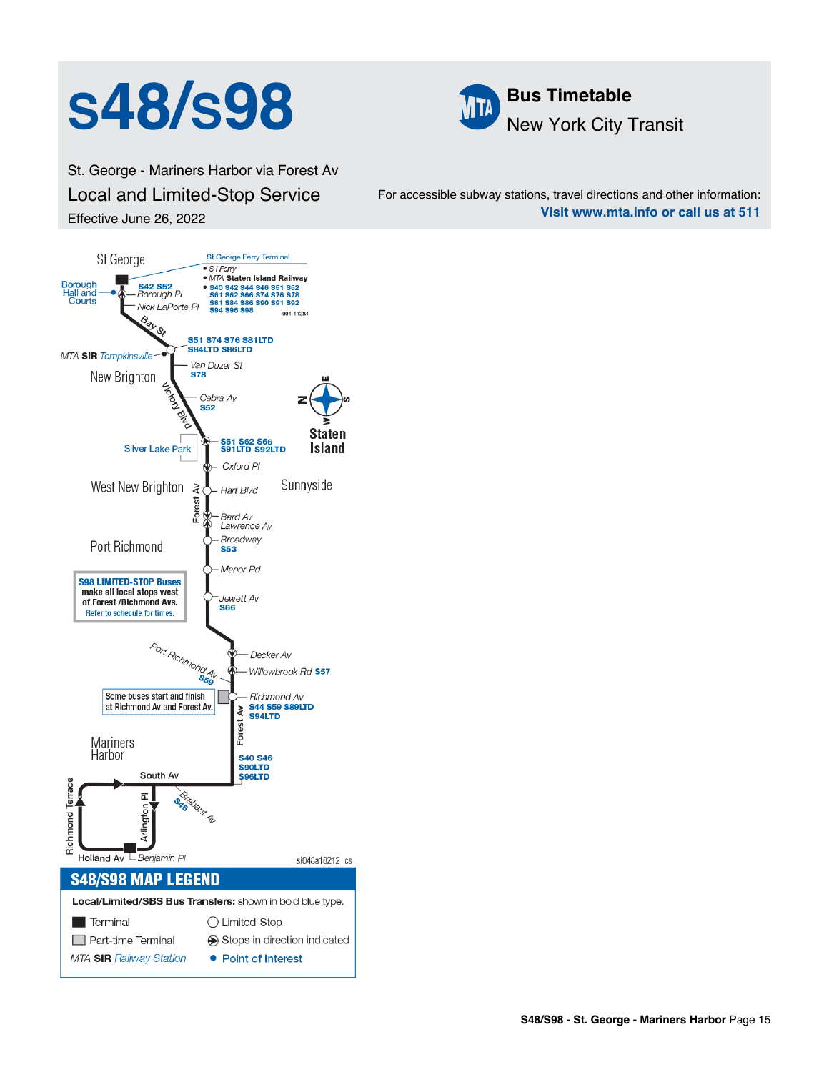# s48/s98

St. George - Mariners Harbor via Forest Av

## Local and Limited-Stop Service

Effective June 26, 2022

**Bus Timetable**

New York City Transit

For accessible subway stations, travel directions and other information:
**Visit www.mta.info or call us at 511**

St George

St George Ferry Terminal
- S I Ferry
- MTA **Staten Island Railway**
- **S40 S42 S44 S46 S51 S52 S61 S62 S66 S74 S76 S78 S81 S84 S86 S90 S91 S92 S94 S96 S98**

Borough Hall and Courts

Borough Pl **S42 S52**

Nick LaPorte Pl

Bay St

**S51 S74 S76 S81LTD S84LTD S86LTD**

MTA **SIR** *Tompkinsville*

New Brighton

Van Duzer St **S78**

Victory Blvd

Cebra Av **S52**

Staten Island

Silver Lake Park

**S61 S62 S66 S91LTD S92LTD**

Oxford Pl

West New Brighton

Sunnyside

Forest Av

Hart Blvd

Bard Av

Lawrence Av

Broadway **S53**

Port Richmond

Manor Rd

**S98 LIMITED-STOP Buses** make all local stops west of Forest /Richmond Avs. Refer to schedule for times.

Jewett Av **S66**

Decker Av

Port Richmond Av **S59**

Willowbrook Rd **S57**

Some buses start and finish at Richmond Av and Forest Av.

Richmond Av **S44 S59 S89LTD S94LTD**

Mariners Harbor

**S40 S46 S90LTD S96LTD**

South Av

Brabant Av **S46**

Richmond Terrace

Arlington Pl

Holland Av

Benjamin Pl

## S48/S98 MAP LEGEND

**Local/Limited/SBS Bus Transfers:** shown in bold blue type.

- Terminal
- Part-time Terminal
- MTA **SIR** *Railway Station*
- Limited-Stop
- Stops in direction indicated
- Point of Interest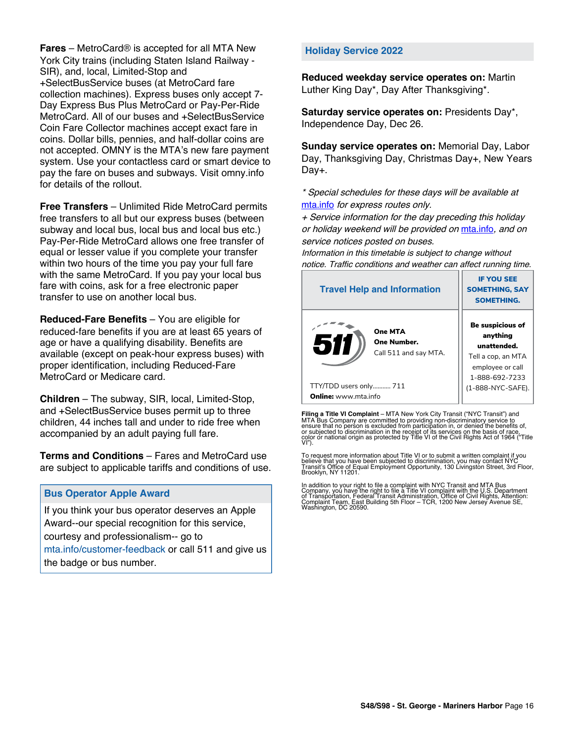**Fares** – MetroCard® is accepted for all MTA New York City trains (including Staten Island Railway - SIR), and, local, Limited-Stop and +SelectBusService buses (at MetroCard fare collection machines). Express buses only accept 7-Day Express Bus Plus MetroCard or Pay-Per-Ride MetroCard. All of our buses and +SelectBusService Coin Fare Collector machines accept exact fare in coins. Dollar bills, pennies, and half-dollar coins are not accepted. OMNY is the MTA's new fare payment system. Use your contactless card or smart device to pay the fare on buses and subways. Visit omny.info for details of the rollout.

**Free Transfers** – Unlimited Ride MetroCard permits free transfers to all but our express buses (between subway and local bus, local bus and local bus etc.) Pay-Per-Ride MetroCard allows one free transfer of equal or lesser value if you complete your transfer within two hours of the time you pay your full fare with the same MetroCard. If you pay your local bus fare with coins, ask for a free electronic paper transfer to use on another local bus.

**Reduced-Fare Benefits** – You are eligible for reduced-fare benefits if you are at least 65 years of age or have a qualifying disability. Benefits are available (except on peak-hour express buses) with proper identification, including Reduced-Fare MetroCard or Medicare card.

**Children** – The subway, SIR, local, Limited-Stop, and +SelectBusService buses permit up to three children, 44 inches tall and under to ride free when accompanied by an adult paying full fare.

**Terms and Conditions** – Fares and MetroCard use are subject to applicable tariffs and conditions of use.

## Bus Operator Apple Award

If you think your bus operator deserves an Apple Award--our special recognition for this service, courtesy and professionalism-- go to mta.info/customer-feedback or call 511 and give us the badge or bus number.

## Holiday Service 2022

**Reduced weekday service operates on:** Martin Luther King Day*, Day After Thanksgiving*.

**Saturday service operates on:** Presidents Day*, Independence Day, Dec 26.

**Sunday service operates on:** Memorial Day, Labor Day, Thanksgiving Day, Christmas Day+, New Years Day+.

*\* Special schedules for these days will be available at mta.info for express routes only.*

*+ Service information for the day preceding this holiday or holiday weekend will be provided on mta.info, and on service notices posted on buses.*

*Information in this timetable is subject to change without notice. Traffic conditions and weather can affect running time.*

| Travel Help and Information | IF YOU SEE SOMETHING, SAY SOMETHING. |
|---|---|
| 511 **One MTA One Number.** Call 511 and say MTA. TTY/TDD users only........... 711 **Online:** www.mta.info | **Be suspicious of anything unattended.** Tell a cop, an MTA employee or call 1-888-692-7233 (1-888-NYC-SAFE). |

**Filing a Title VI Complaint** – MTA New York City Transit ("NYC Transit") and MTA Bus Company are committed to providing non-discriminatory service to ensure that no person is excluded from participation in, or denied the benefits of, or subjected to discrimination in the receipt of its services on the basis of race, color or national origin as protected by Title VI of the Civil Rights Act of 1964 ("Title VI").

To request more information about Title VI or to submit a written complaint if you believe that you have been subjected to discrimination, you may contact NYC Transit's Office of Equal Employment Opportunity, 130 Livingston Street, 3rd Floor, Brooklyn, NY 11201.

In addition to your right to file a complaint with NYC Transit and MTA Bus Company, you have the right to file a Title VI complaint with the U.S. Department of Transportation, Federal Transit Administration, Office of Civil Rights, Attention: Complaint Team, East Building 5th Floor – TCR, 1200 New Jersey Avenue SE, Washington, DC 20590.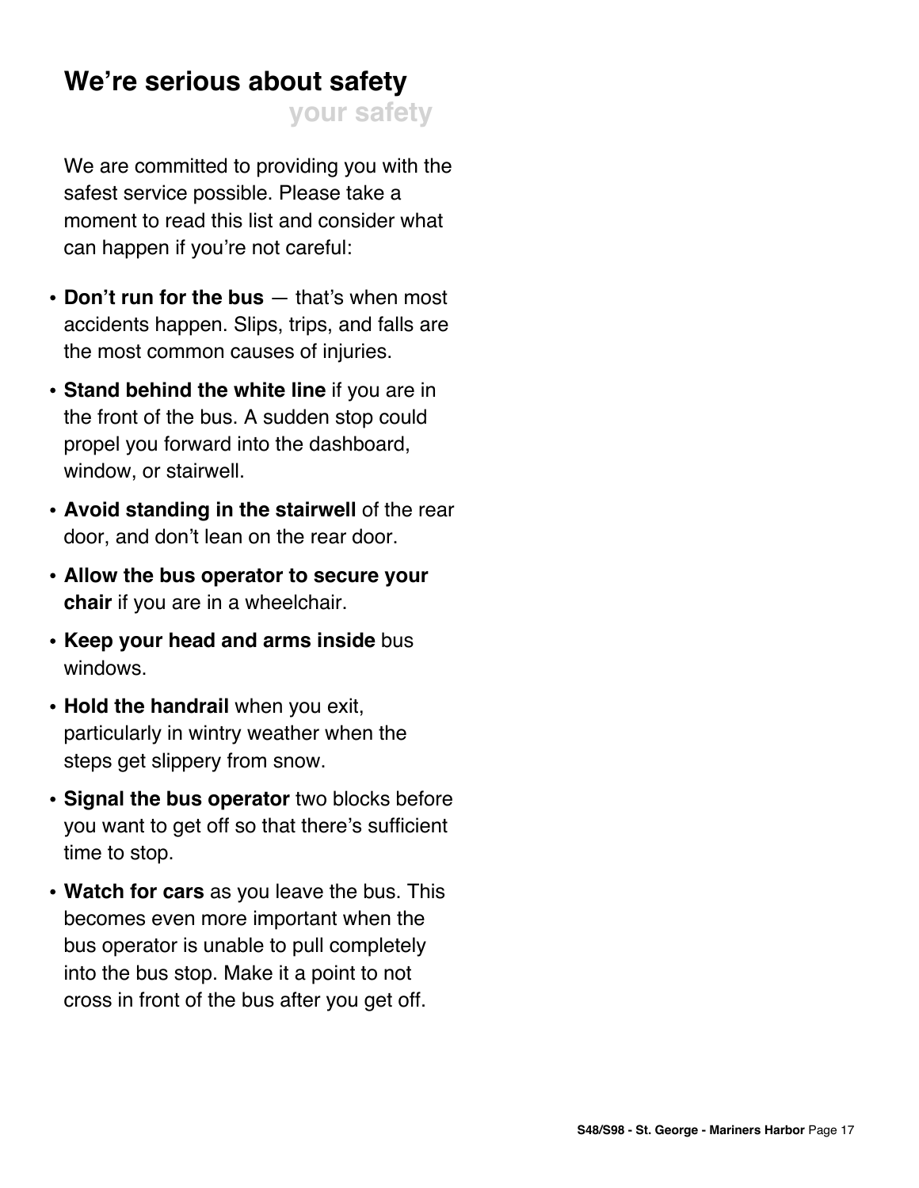## We're serious about safety

### your safety

We are committed to providing you with the safest service possible. Please take a moment to read this list and consider what can happen if you're not careful:

- **Don't run for the bus** — that's when most accidents happen. Slips, trips, and falls are the most common causes of injuries.
- **Stand behind the white line** if you are in the front of the bus. A sudden stop could propel you forward into the dashboard, window, or stairwell.
- **Avoid standing in the stairwell** of the rear door, and don't lean on the rear door.
- **Allow the bus operator to secure your chair** if you are in a wheelchair.
- **Keep your head and arms inside** bus windows.
- **Hold the handrail** when you exit, particularly in wintry weather when the steps get slippery from snow.
- **Signal the bus operator** two blocks before you want to get off so that there's sufficient time to stop.
- **Watch for cars** as you leave the bus. This becomes even more important when the bus operator is unable to pull completely into the bus stop. Make it a point to not cross in front of the bus after you get off.